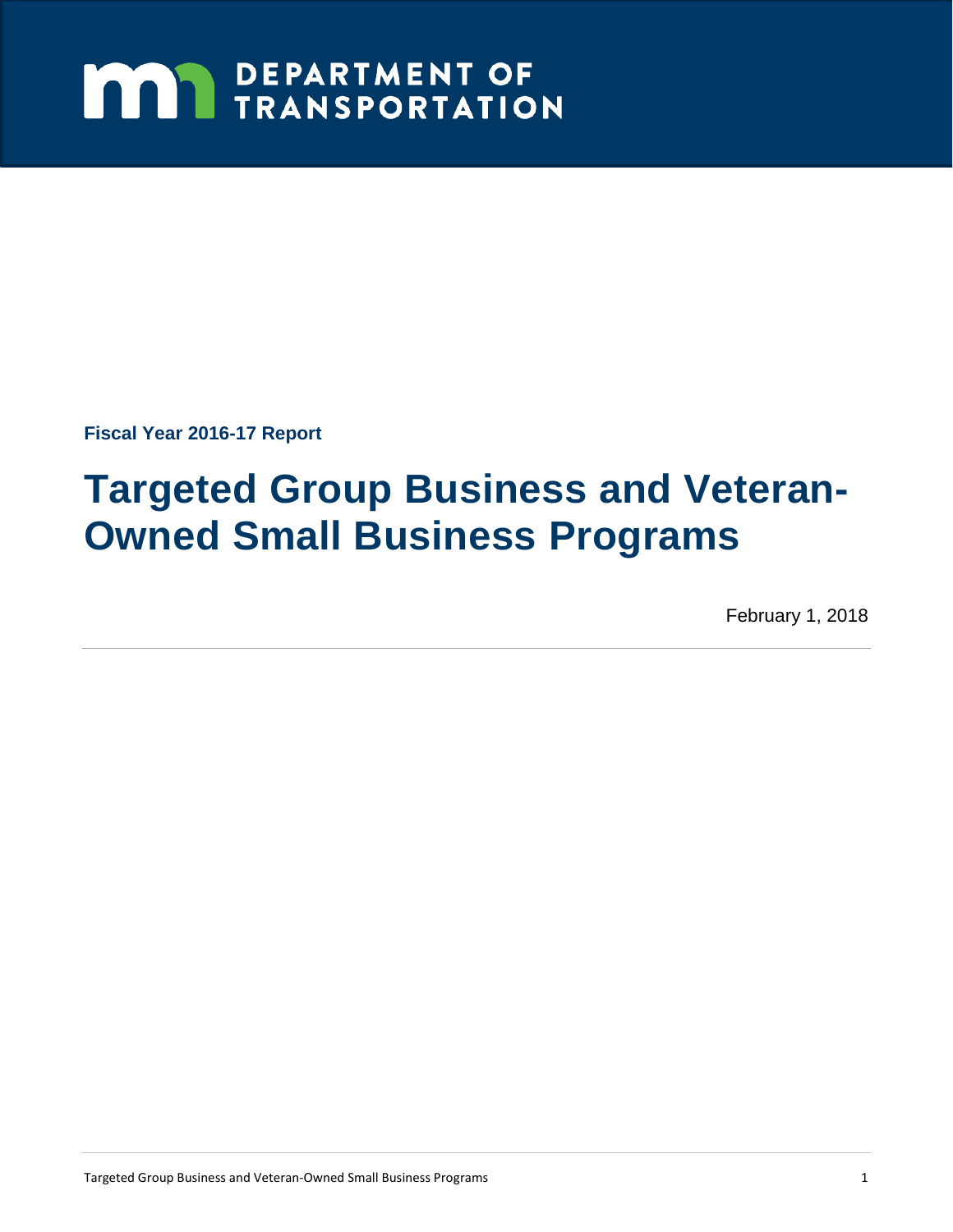DEPARTMENT OF TRANSPORTATION

**Fiscal Year 2016-17 Report**

# Targeted Group Business and Veteran-Owned Small Business Programs

February 1, 2018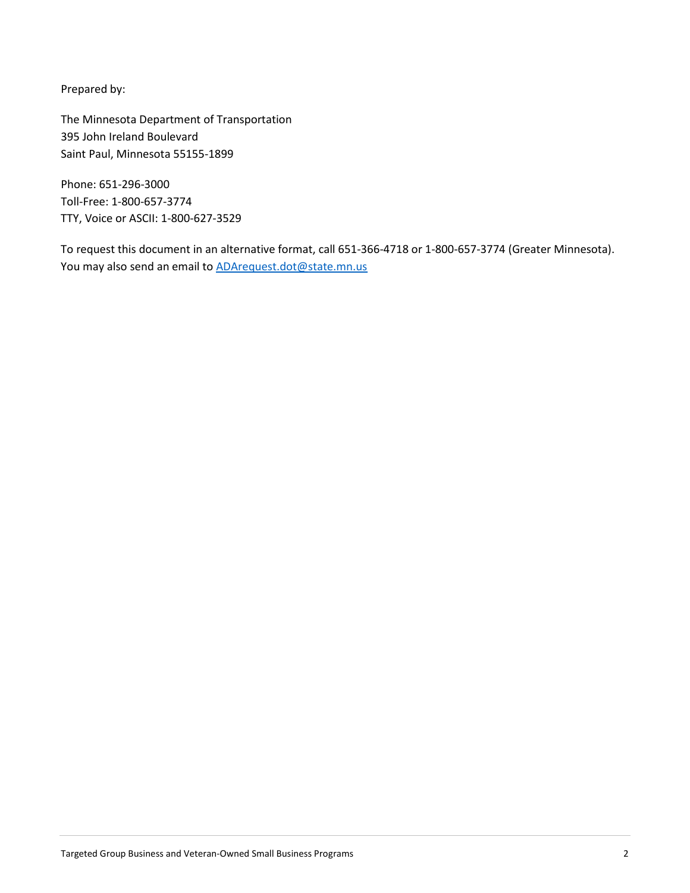Prepared by:

The Minnesota Department of Transportation
395 John Ireland Boulevard
Saint Paul, Minnesota 55155-1899

Phone: 651-296-3000
Toll-Free: 1-800-657-3774
TTY, Voice or ASCII: 1-800-627-3529

To request this document in an alternative format, call 651-366-4718 or 1-800-657-3774 (Greater Minnesota). You may also send an email to [ADArequest.dot@state.mn.us](mailto:ADArequest.dot@state.mn.us)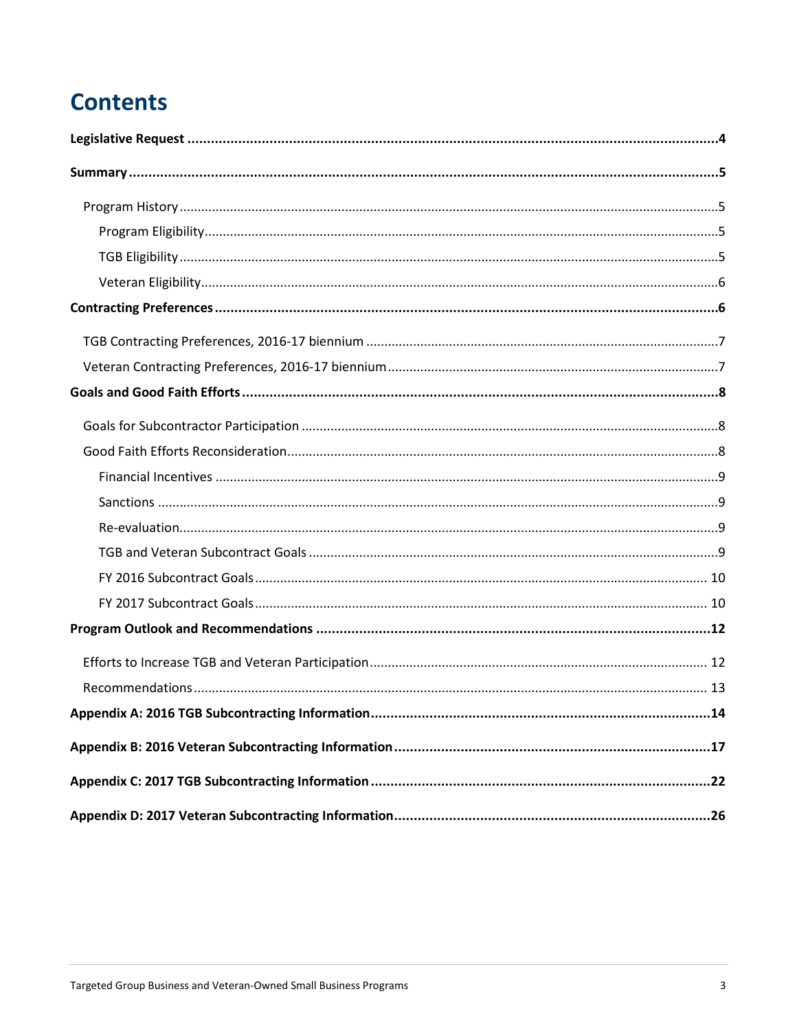# Contents

**Legislative Request** ......................................................................................................................... **4**

**Summary** ......................................................................................................................................... **5**

- Program History ........................................................................................................................... 5
  - Program Eligibility ................................................................................................................... 5
  - TGB Eligibility .......................................................................................................................... 5
  - Veteran Eligibility ..................................................................................................................... 6

**Contracting Preferences** ................................................................................................................ **6**

- TGB Contracting Preferences, 2016-17 biennium ......................................................................... 7
- Veteran Contracting Preferences, 2016-17 biennium ................................................................... 7

**Goals and Good Faith Efforts** ......................................................................................................... **8**

- Goals for Subcontractor Participation ........................................................................................... 8
- Good Faith Efforts Reconsideration ............................................................................................... 8
  - Financial Incentives ................................................................................................................. 9
  - Sanctions ................................................................................................................................. 9
  - Re-evaluation ........................................................................................................................... 9
  - TGB and Veteran Subcontract Goals ........................................................................................ 9
  - FY 2016 Subcontract Goals .................................................................................................... 10
  - FY 2017 Subcontract Goals .................................................................................................... 10

**Program Outlook and Recommendations** .................................................................................... **12**

- Efforts to Increase TGB and Veteran Participation ..................................................................... 12
- Recommendations ...................................................................................................................... 13

**Appendix A: 2016 TGB Subcontracting Information** ...................................................................... **14**

**Appendix B: 2016 Veteran Subcontracting Information** ................................................................. **17**

**Appendix C: 2017 TGB Subcontracting Information** ...................................................................... **22**

**Appendix D: 2017 Veteran Subcontracting Information** ................................................................. **26**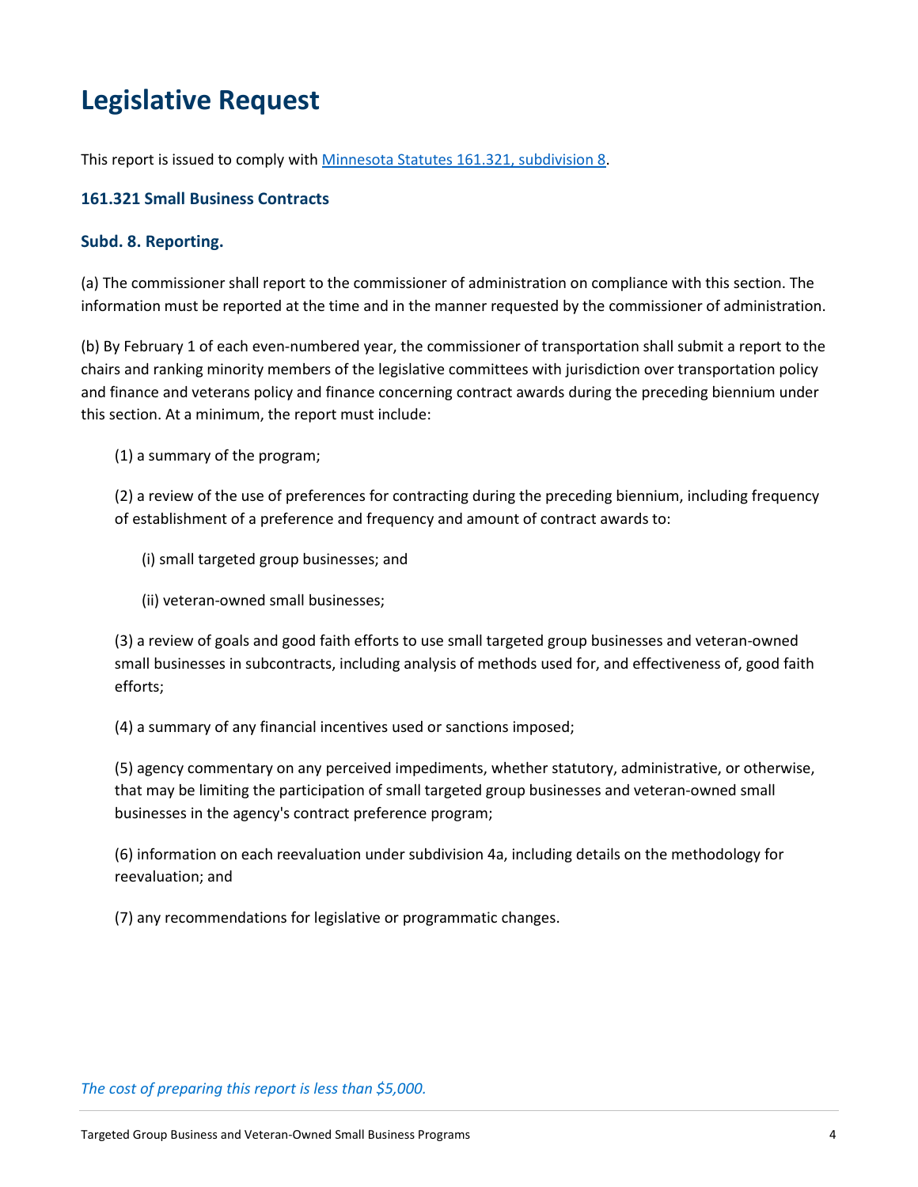# Legislative Request

This report is issued to comply with [Minnesota Statutes 161.321, subdivision 8](https://www.revisor.mn.gov/statutes/cite/161.321).

### 161.321 Small Business Contracts

### Subd. 8. Reporting.

(a) The commissioner shall report to the commissioner of administration on compliance with this section. The information must be reported at the time and in the manner requested by the commissioner of administration.

(b) By February 1 of each even-numbered year, the commissioner of transportation shall submit a report to the chairs and ranking minority members of the legislative committees with jurisdiction over transportation policy and finance and veterans policy and finance concerning contract awards during the preceding biennium under this section. At a minimum, the report must include:

(1) a summary of the program;

(2) a review of the use of preferences for contracting during the preceding biennium, including frequency of establishment of a preference and frequency and amount of contract awards to:

(i) small targeted group businesses; and

(ii) veteran-owned small businesses;

(3) a review of goals and good faith efforts to use small targeted group businesses and veteran-owned small businesses in subcontracts, including analysis of methods used for, and effectiveness of, good faith efforts;

(4) a summary of any financial incentives used or sanctions imposed;

(5) agency commentary on any perceived impediments, whether statutory, administrative, or otherwise, that may be limiting the participation of small targeted group businesses and veteran-owned small businesses in the agency's contract preference program;

(6) information on each reevaluation under subdivision 4a, including details on the methodology for reevaluation; and

(7) any recommendations for legislative or programmatic changes.

*The cost of preparing this report is less than $5,000.*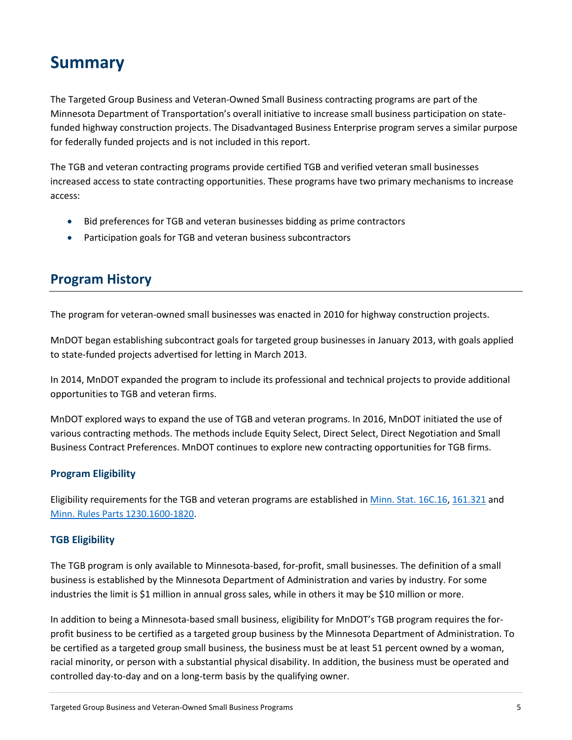# Summary

The Targeted Group Business and Veteran-Owned Small Business contracting programs are part of the Minnesota Department of Transportation's overall initiative to increase small business participation on state-funded highway construction projects. The Disadvantaged Business Enterprise program serves a similar purpose for federally funded projects and is not included in this report.

The TGB and veteran contracting programs provide certified TGB and verified veteran small businesses increased access to state contracting opportunities. These programs have two primary mechanisms to increase access:

- Bid preferences for TGB and veteran businesses bidding as prime contractors
- Participation goals for TGB and veteran business subcontractors

## Program History

The program for veteran-owned small businesses was enacted in 2010 for highway construction projects.

MnDOT began establishing subcontract goals for targeted group businesses in January 2013, with goals applied to state-funded projects advertised for letting in March 2013.

In 2014, MnDOT expanded the program to include its professional and technical projects to provide additional opportunities to TGB and veteran firms.

MnDOT explored ways to expand the use of TGB and veteran programs. In 2016, MnDOT initiated the use of various contracting methods. The methods include Equity Select, Direct Select, Direct Negotiation and Small Business Contract Preferences. MnDOT continues to explore new contracting opportunities for TGB firms.

### Program Eligibility

Eligibility requirements for the TGB and veteran programs are established in Minn. Stat. 16C.16, 161.321 and Minn. Rules Parts 1230.1600-1820.

### TGB Eligibility

The TGB program is only available to Minnesota-based, for-profit, small businesses. The definition of a small business is established by the Minnesota Department of Administration and varies by industry. For some industries the limit is $1 million in annual gross sales, while in others it may be $10 million or more.

In addition to being a Minnesota-based small business, eligibility for MnDOT's TGB program requires the for-profit business to be certified as a targeted group business by the Minnesota Department of Administration. To be certified as a targeted group small business, the business must be at least 51 percent owned by a woman, racial minority, or person with a substantial physical disability. In addition, the business must be operated and controlled day-to-day and on a long-term basis by the qualifying owner.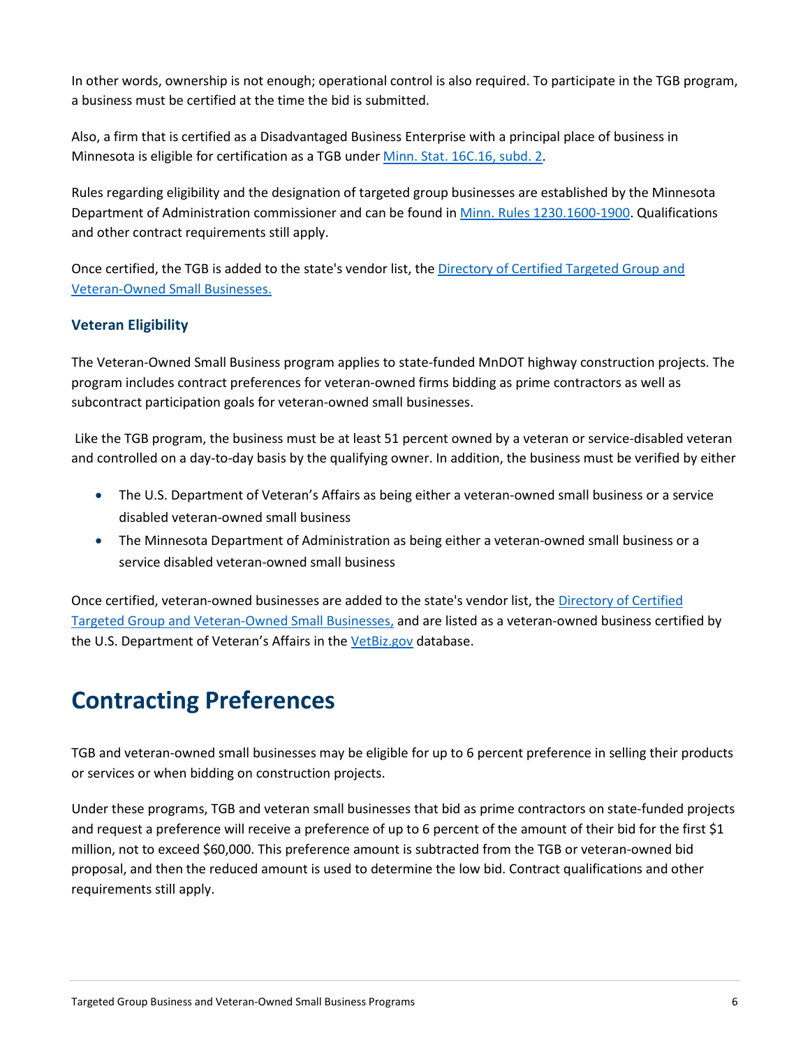In other words, ownership is not enough; operational control is also required. To participate in the TGB program, a business must be certified at the time the bid is submitted.

Also, a firm that is certified as a Disadvantaged Business Enterprise with a principal place of business in Minnesota is eligible for certification as a TGB under [Minn. Stat. 16C.16, subd. 2](#).

Rules regarding eligibility and the designation of targeted group businesses are established by the Minnesota Department of Administration commissioner and can be found in [Minn. Rules 1230.1600-1900](#). Qualifications and other contract requirements still apply.

Once certified, the TGB is added to the state's vendor list, the [Directory of Certified Targeted Group and Veteran-Owned Small Businesses.](#)

### Veteran Eligibility

The Veteran-Owned Small Business program applies to state-funded MnDOT highway construction projects. The program includes contract preferences for veteran-owned firms bidding as prime contractors as well as subcontract participation goals for veteran-owned small businesses.

Like the TGB program, the business must be at least 51 percent owned by a veteran or service-disabled veteran and controlled on a day-to-day basis by the qualifying owner. In addition, the business must be verified by either

- The U.S. Department of Veteran's Affairs as being either a veteran-owned small business or a service disabled veteran-owned small business
- The Minnesota Department of Administration as being either a veteran-owned small business or a service disabled veteran-owned small business

Once certified, veteran-owned businesses are added to the state's vendor list, the [Directory of Certified Targeted Group and Veteran-Owned Small Businesses,](#) and are listed as a veteran-owned business certified by the U.S. Department of Veteran's Affairs in the [VetBiz.gov](#) database.

# Contracting Preferences

TGB and veteran-owned small businesses may be eligible for up to 6 percent preference in selling their products or services or when bidding on construction projects.

Under these programs, TGB and veteran small businesses that bid as prime contractors on state-funded projects and request a preference will receive a preference of up to 6 percent of the amount of their bid for the first $1 million, not to exceed $60,000. This preference amount is subtracted from the TGB or veteran-owned bid proposal, and then the reduced amount is used to determine the low bid. Contract qualifications and other requirements still apply.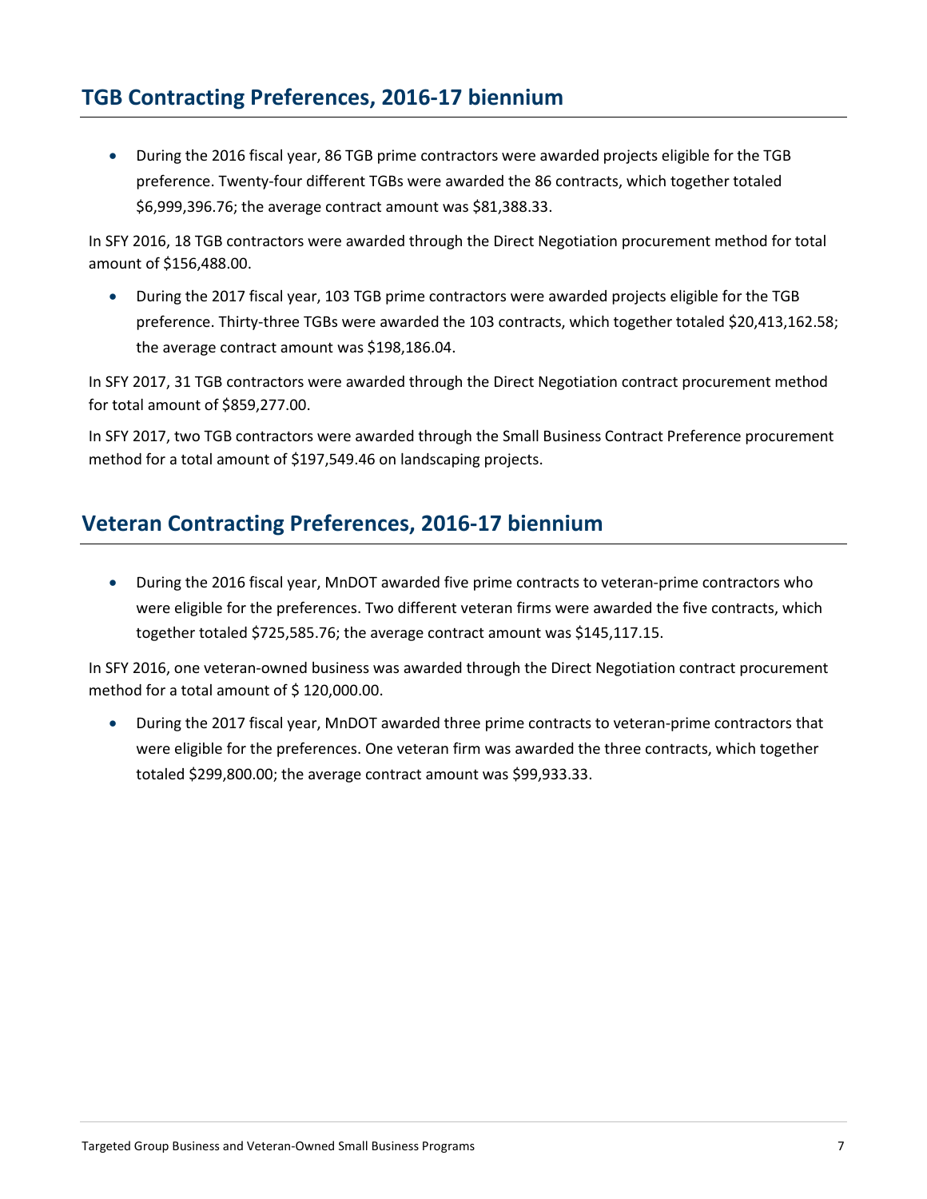## TGB Contracting Preferences, 2016-17 biennium

- During the 2016 fiscal year, 86 TGB prime contractors were awarded projects eligible for the TGB preference. Twenty-four different TGBs were awarded the 86 contracts, which together totaled $6,999,396.76; the average contract amount was $81,388.33.

In SFY 2016, 18 TGB contractors were awarded through the Direct Negotiation procurement method for total amount of $156,488.00.

- During the 2017 fiscal year, 103 TGB prime contractors were awarded projects eligible for the TGB preference. Thirty-three TGBs were awarded the 103 contracts, which together totaled $20,413,162.58; the average contract amount was $198,186.04.

In SFY 2017, 31 TGB contractors were awarded through the Direct Negotiation contract procurement method for total amount of $859,277.00.

In SFY 2017, two TGB contractors were awarded through the Small Business Contract Preference procurement method for a total amount of $197,549.46 on landscaping projects.

## Veteran Contracting Preferences, 2016-17 biennium

- During the 2016 fiscal year, MnDOT awarded five prime contracts to veteran-prime contractors who were eligible for the preferences. Two different veteran firms were awarded the five contracts, which together totaled $725,585.76; the average contract amount was $145,117.15.

In SFY 2016, one veteran-owned business was awarded through the Direct Negotiation contract procurement method for a total amount of $ 120,000.00.

- During the 2017 fiscal year, MnDOT awarded three prime contracts to veteran-prime contractors that were eligible for the preferences. One veteran firm was awarded the three contracts, which together totaled $299,800.00; the average contract amount was $99,933.33.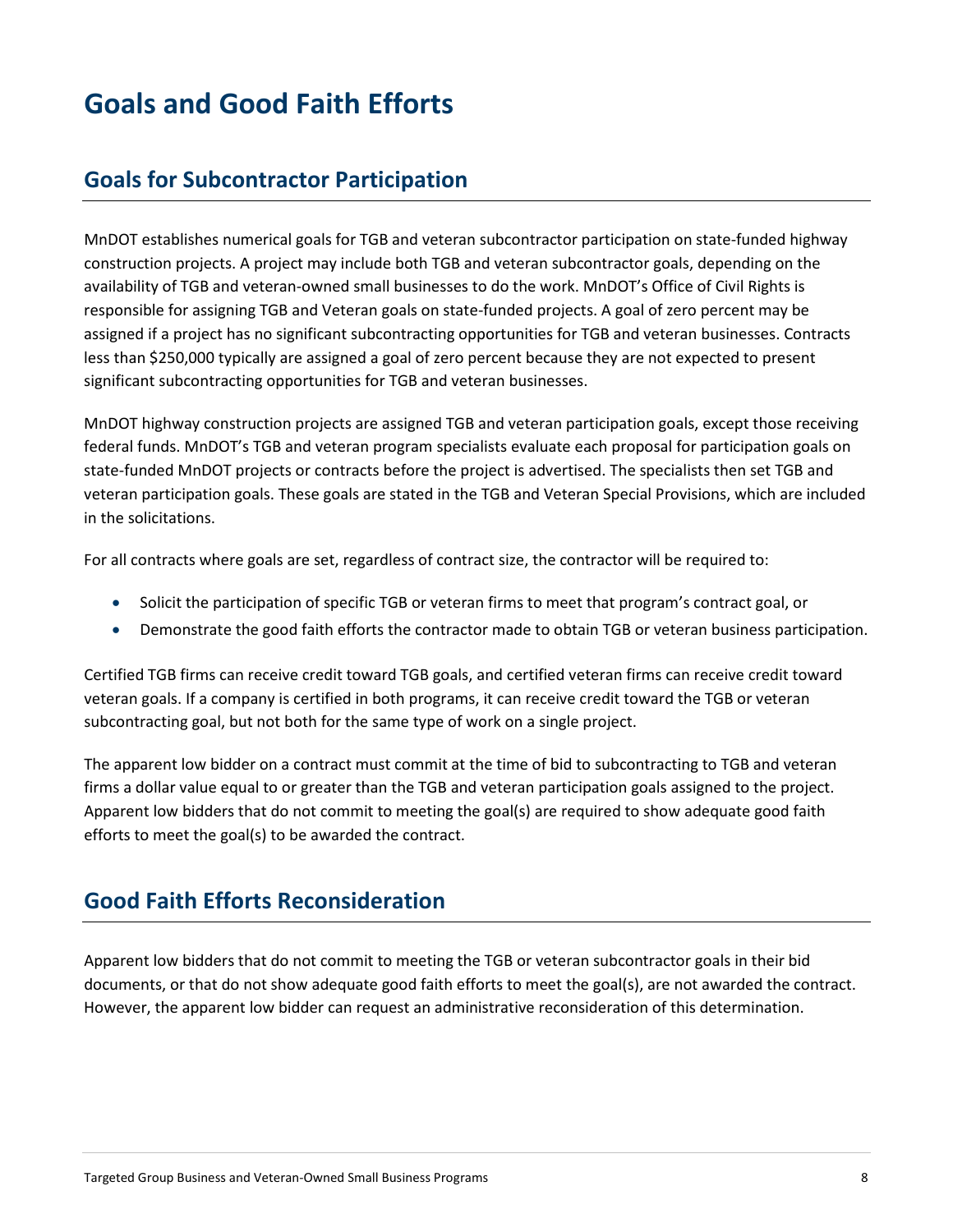# Goals and Good Faith Efforts

## Goals for Subcontractor Participation

MnDOT establishes numerical goals for TGB and veteran subcontractor participation on state-funded highway construction projects. A project may include both TGB and veteran subcontractor goals, depending on the availability of TGB and veteran-owned small businesses to do the work. MnDOT's Office of Civil Rights is responsible for assigning TGB and Veteran goals on state-funded projects. A goal of zero percent may be assigned if a project has no significant subcontracting opportunities for TGB and veteran businesses. Contracts less than $250,000 typically are assigned a goal of zero percent because they are not expected to present significant subcontracting opportunities for TGB and veteran businesses.

MnDOT highway construction projects are assigned TGB and veteran participation goals, except those receiving federal funds. MnDOT's TGB and veteran program specialists evaluate each proposal for participation goals on state-funded MnDOT projects or contracts before the project is advertised. The specialists then set TGB and veteran participation goals. These goals are stated in the TGB and Veteran Special Provisions, which are included in the solicitations.

For all contracts where goals are set, regardless of contract size, the contractor will be required to:

- Solicit the participation of specific TGB or veteran firms to meet that program's contract goal, or
- Demonstrate the good faith efforts the contractor made to obtain TGB or veteran business participation.

Certified TGB firms can receive credit toward TGB goals, and certified veteran firms can receive credit toward veteran goals. If a company is certified in both programs, it can receive credit toward the TGB or veteran subcontracting goal, but not both for the same type of work on a single project.

The apparent low bidder on a contract must commit at the time of bid to subcontracting to TGB and veteran firms a dollar value equal to or greater than the TGB and veteran participation goals assigned to the project. Apparent low bidders that do not commit to meeting the goal(s) are required to show adequate good faith efforts to meet the goal(s) to be awarded the contract.

## Good Faith Efforts Reconsideration

Apparent low bidders that do not commit to meeting the TGB or veteran subcontractor goals in their bid documents, or that do not show adequate good faith efforts to meet the goal(s), are not awarded the contract. However, the apparent low bidder can request an administrative reconsideration of this determination.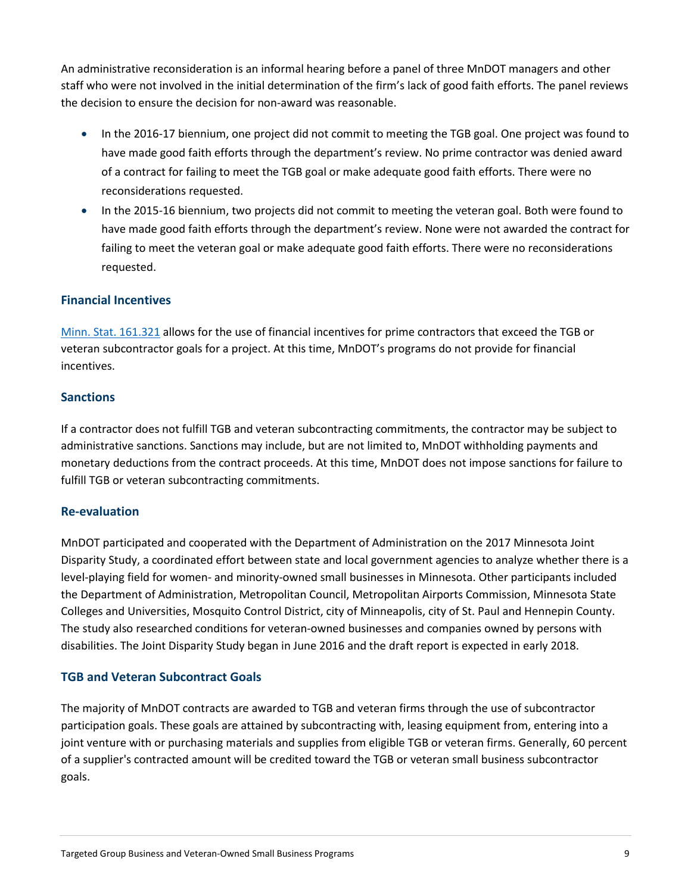An administrative reconsideration is an informal hearing before a panel of three MnDOT managers and other staff who were not involved in the initial determination of the firm's lack of good faith efforts. The panel reviews the decision to ensure the decision for non-award was reasonable.

- In the 2016-17 biennium, one project did not commit to meeting the TGB goal. One project was found to have made good faith efforts through the department's review. No prime contractor was denied award of a contract for failing to meet the TGB goal or make adequate good faith efforts. There were no reconsiderations requested.
- In the 2015-16 biennium, two projects did not commit to meeting the veteran goal. Both were found to have made good faith efforts through the department's review. None were not awarded the contract for failing to meet the veteran goal or make adequate good faith efforts. There were no reconsiderations requested.

### Financial Incentives

[Minn. Stat. 161.321](https://www.revisor.mn.gov/statutes/?id=161.321) allows for the use of financial incentives for prime contractors that exceed the TGB or veteran subcontractor goals for a project. At this time, MnDOT's programs do not provide for financial incentives.

### Sanctions

If a contractor does not fulfill TGB and veteran subcontracting commitments, the contractor may be subject to administrative sanctions. Sanctions may include, but are not limited to, MnDOT withholding payments and monetary deductions from the contract proceeds. At this time, MnDOT does not impose sanctions for failure to fulfill TGB or veteran subcontracting commitments.

### Re-evaluation

MnDOT participated and cooperated with the Department of Administration on the 2017 Minnesota Joint Disparity Study, a coordinated effort between state and local government agencies to analyze whether there is a level-playing field for women- and minority-owned small businesses in Minnesota. Other participants included the Department of Administration, Metropolitan Council, Metropolitan Airports Commission, Minnesota State Colleges and Universities, Mosquito Control District, city of Minneapolis, city of St. Paul and Hennepin County. The study also researched conditions for veteran-owned businesses and companies owned by persons with disabilities. The Joint Disparity Study began in June 2016 and the draft report is expected in early 2018.

### TGB and Veteran Subcontract Goals

The majority of MnDOT contracts are awarded to TGB and veteran firms through the use of subcontractor participation goals. These goals are attained by subcontracting with, leasing equipment from, entering into a joint venture with or purchasing materials and supplies from eligible TGB or veteran firms. Generally, 60 percent of a supplier's contracted amount will be credited toward the TGB or veteran small business subcontractor goals.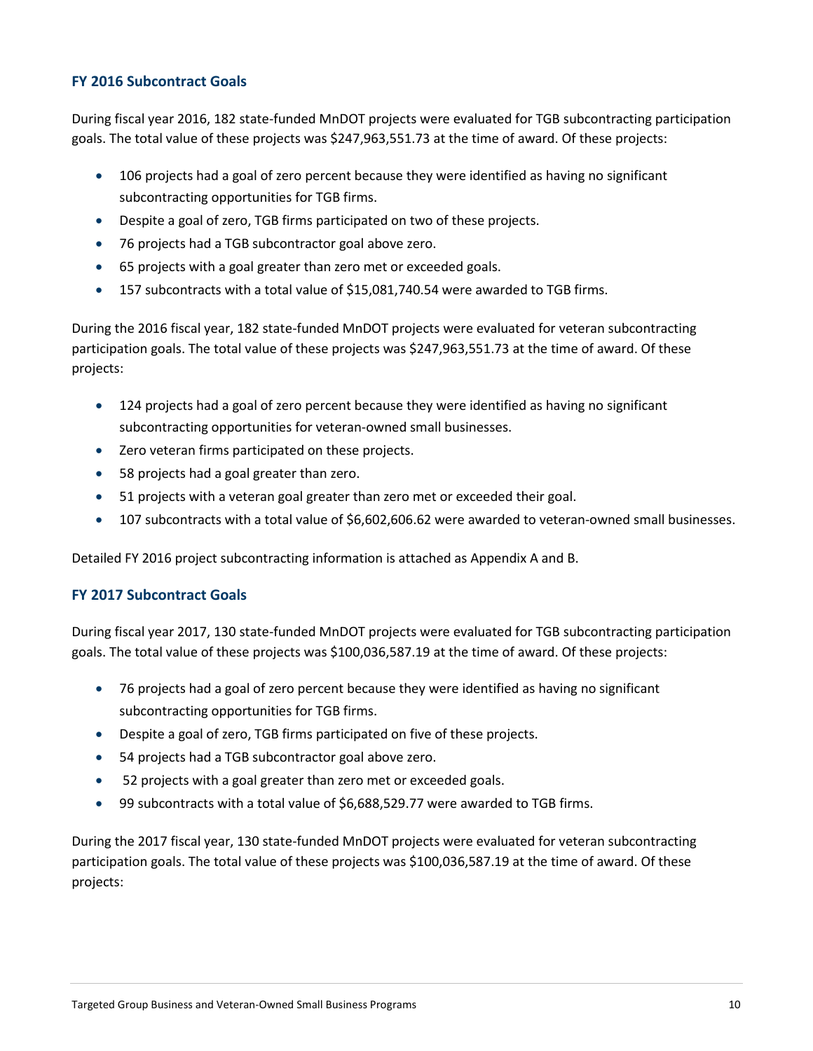### FY 2016 Subcontract Goals

During fiscal year 2016, 182 state-funded MnDOT projects were evaluated for TGB subcontracting participation goals. The total value of these projects was $247,963,551.73 at the time of award. Of these projects:

- 106 projects had a goal of zero percent because they were identified as having no significant subcontracting opportunities for TGB firms.
- Despite a goal of zero, TGB firms participated on two of these projects.
- 76 projects had a TGB subcontractor goal above zero.
- 65 projects with a goal greater than zero met or exceeded goals.
- 157 subcontracts with a total value of $15,081,740.54 were awarded to TGB firms.

During the 2016 fiscal year, 182 state-funded MnDOT projects were evaluated for veteran subcontracting participation goals. The total value of these projects was $247,963,551.73 at the time of award. Of these projects:

- 124 projects had a goal of zero percent because they were identified as having no significant subcontracting opportunities for veteran-owned small businesses.
- Zero veteran firms participated on these projects.
- 58 projects had a goal greater than zero.
- 51 projects with a veteran goal greater than zero met or exceeded their goal.
- 107 subcontracts with a total value of $6,602,606.62 were awarded to veteran-owned small businesses.

Detailed FY 2016 project subcontracting information is attached as Appendix A and B.

### FY 2017 Subcontract Goals

During fiscal year 2017, 130 state-funded MnDOT projects were evaluated for TGB subcontracting participation goals. The total value of these projects was $100,036,587.19 at the time of award. Of these projects:

- 76 projects had a goal of zero percent because they were identified as having no significant subcontracting opportunities for TGB firms.
- Despite a goal of zero, TGB firms participated on five of these projects.
- 54 projects had a TGB subcontractor goal above zero.
- 52 projects with a goal greater than zero met or exceeded goals.
- 99 subcontracts with a total value of $6,688,529.77 were awarded to TGB firms.

During the 2017 fiscal year, 130 state-funded MnDOT projects were evaluated for veteran subcontracting participation goals. The total value of these projects was $100,036,587.19 at the time of award. Of these projects: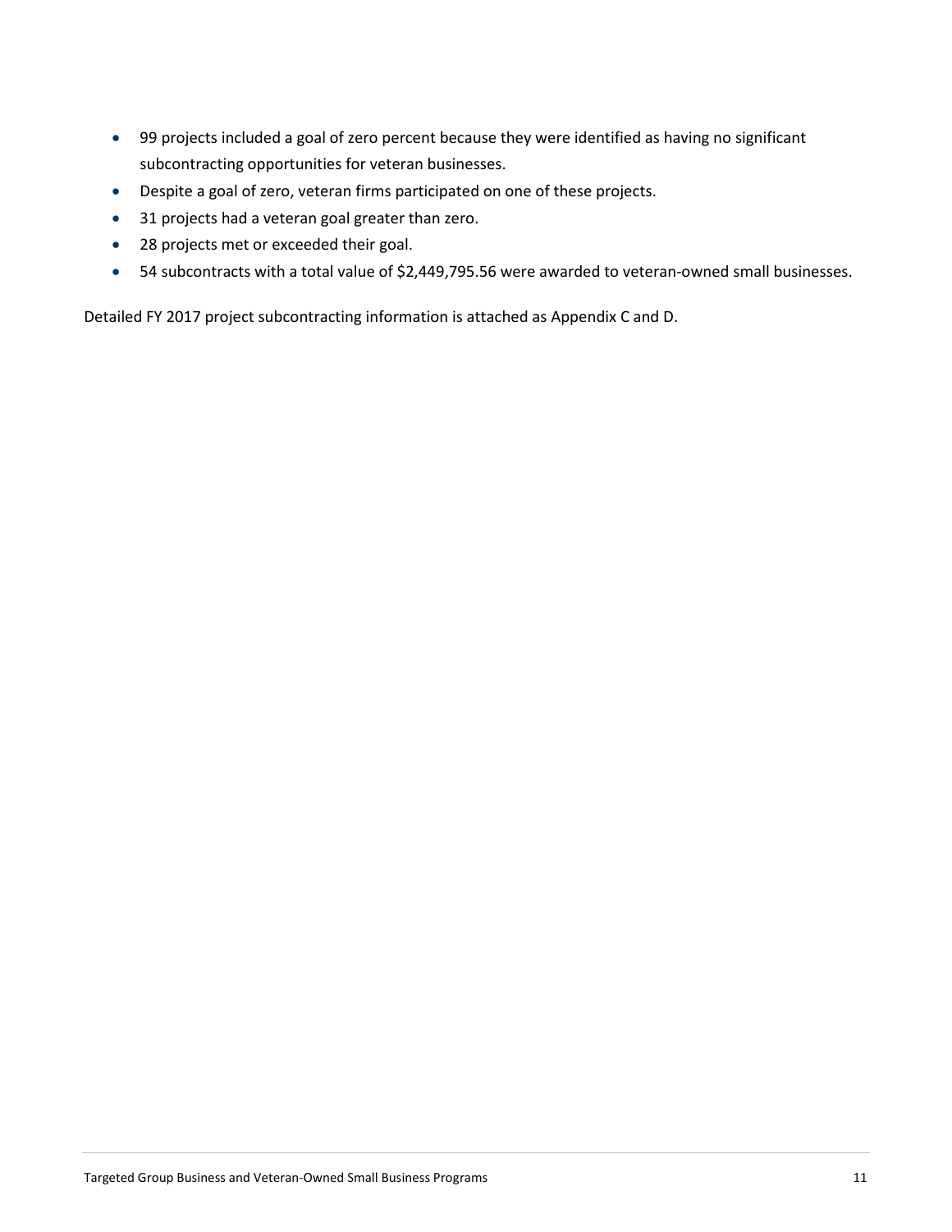- 99 projects included a goal of zero percent because they were identified as having no significant subcontracting opportunities for veteran businesses.
- Despite a goal of zero, veteran firms participated on one of these projects.
- 31 projects had a veteran goal greater than zero.
- 28 projects met or exceeded their goal.
- 54 subcontracts with a total value of $2,449,795.56 were awarded to veteran-owned small businesses.

Detailed FY 2017 project subcontracting information is attached as Appendix C and D.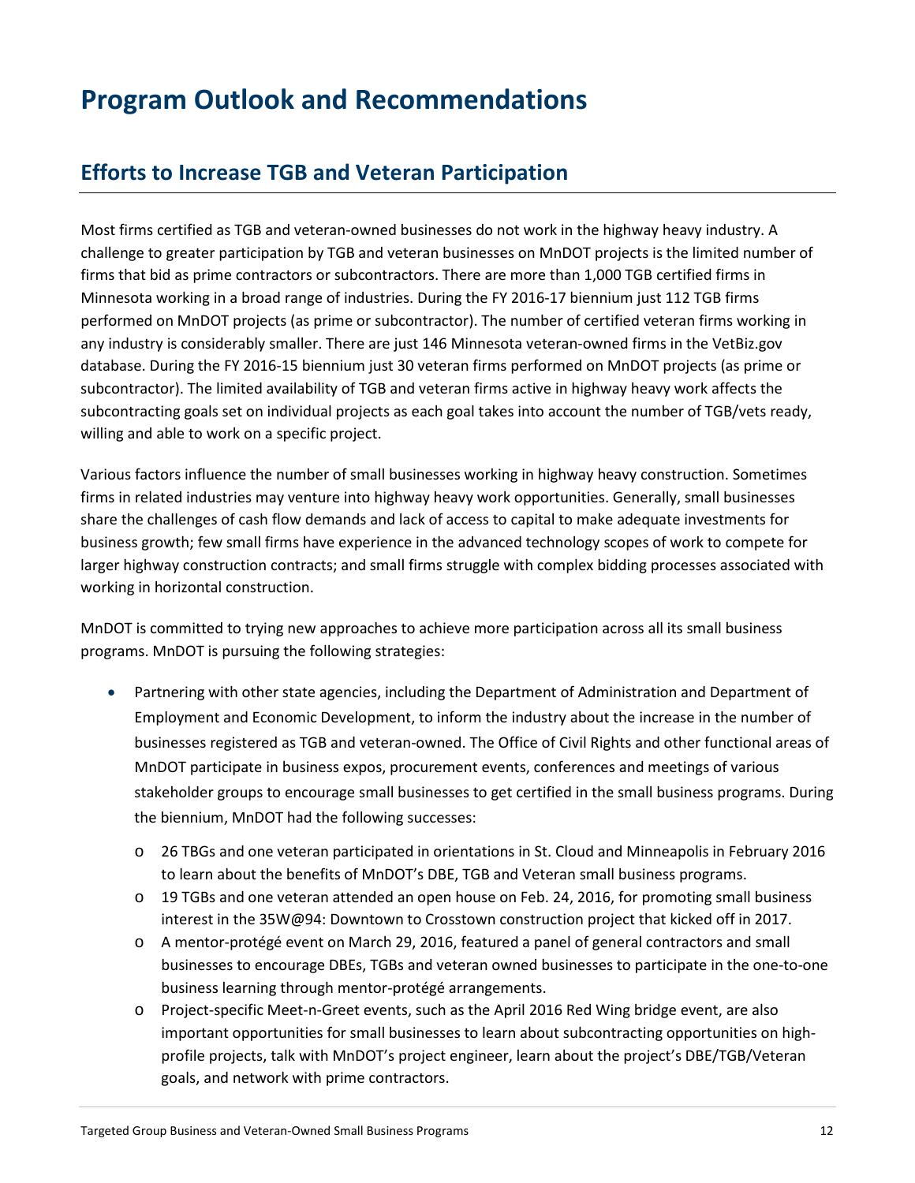# Program Outlook and Recommendations

## Efforts to Increase TGB and Veteran Participation

Most firms certified as TGB and veteran-owned businesses do not work in the highway heavy industry. A challenge to greater participation by TGB and veteran businesses on MnDOT projects is the limited number of firms that bid as prime contractors or subcontractors. There are more than 1,000 TGB certified firms in Minnesota working in a broad range of industries. During the FY 2016-17 biennium just 112 TGB firms performed on MnDOT projects (as prime or subcontractor). The number of certified veteran firms working in any industry is considerably smaller. There are just 146 Minnesota veteran-owned firms in the VetBiz.gov database. During the FY 2016-15 biennium just 30 veteran firms performed on MnDOT projects (as prime or subcontractor). The limited availability of TGB and veteran firms active in highway heavy work affects the subcontracting goals set on individual projects as each goal takes into account the number of TGB/vets ready, willing and able to work on a specific project.

Various factors influence the number of small businesses working in highway heavy construction. Sometimes firms in related industries may venture into highway heavy work opportunities. Generally, small businesses share the challenges of cash flow demands and lack of access to capital to make adequate investments for business growth; few small firms have experience in the advanced technology scopes of work to compete for larger highway construction contracts; and small firms struggle with complex bidding processes associated with working in horizontal construction.

MnDOT is committed to trying new approaches to achieve more participation across all its small business programs. MnDOT is pursuing the following strategies:

- Partnering with other state agencies, including the Department of Administration and Department of Employment and Economic Development, to inform the industry about the increase in the number of businesses registered as TGB and veteran-owned. The Office of Civil Rights and other functional areas of MnDOT participate in business expos, procurement events, conferences and meetings of various stakeholder groups to encourage small businesses to get certified in the small business programs. During the biennium, MnDOT had the following successes:
  - 26 TBGs and one veteran participated in orientations in St. Cloud and Minneapolis in February 2016 to learn about the benefits of MnDOT's DBE, TGB and Veteran small business programs.
  - 19 TGBs and one veteran attended an open house on Feb. 24, 2016, for promoting small business interest in the 35W@94: Downtown to Crosstown construction project that kicked off in 2017.
  - A mentor-protégé event on March 29, 2016, featured a panel of general contractors and small businesses to encourage DBEs, TGBs and veteran owned businesses to participate in the one-to-one business learning through mentor-protégé arrangements.
  - Project-specific Meet-n-Greet events, such as the April 2016 Red Wing bridge event, are also important opportunities for small businesses to learn about subcontracting opportunities on high-profile projects, talk with MnDOT's project engineer, learn about the project's DBE/TGB/Veteran goals, and network with prime contractors.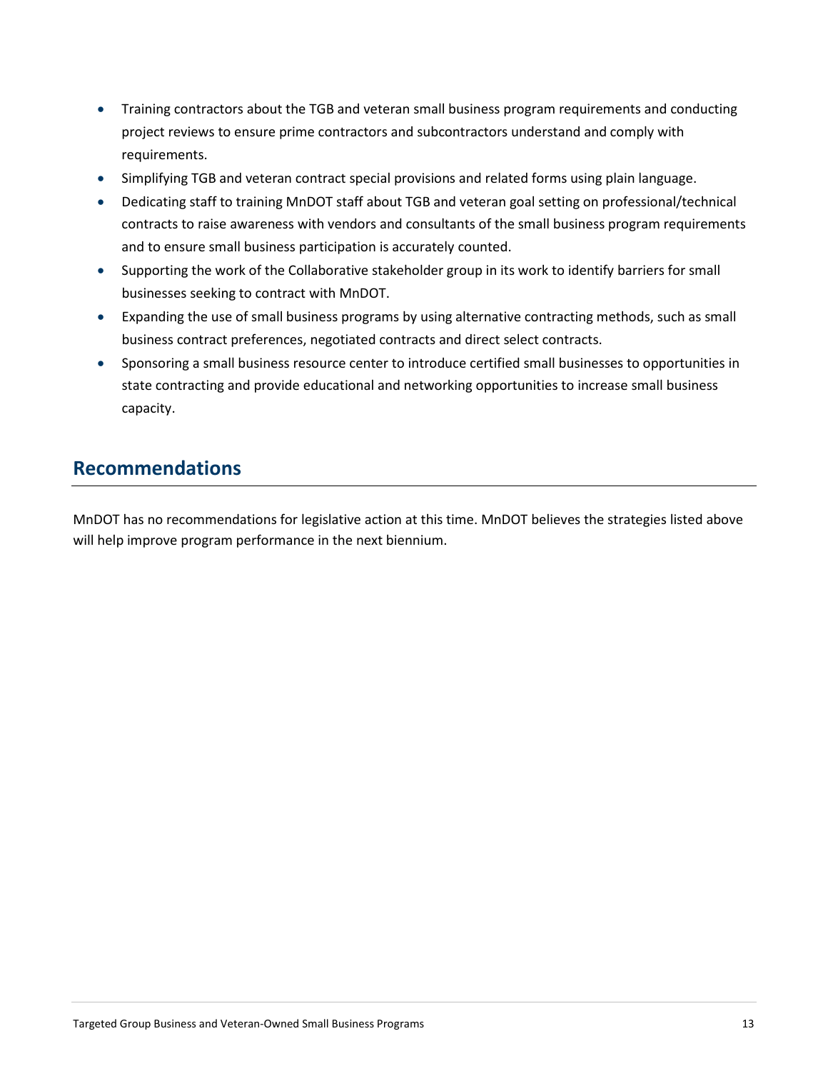- Training contractors about the TGB and veteran small business program requirements and conducting project reviews to ensure prime contractors and subcontractors understand and comply with requirements.
- Simplifying TGB and veteran contract special provisions and related forms using plain language.
- Dedicating staff to training MnDOT staff about TGB and veteran goal setting on professional/technical contracts to raise awareness with vendors and consultants of the small business program requirements and to ensure small business participation is accurately counted.
- Supporting the work of the Collaborative stakeholder group in its work to identify barriers for small businesses seeking to contract with MnDOT.
- Expanding the use of small business programs by using alternative contracting methods, such as small business contract preferences, negotiated contracts and direct select contracts.
- Sponsoring a small business resource center to introduce certified small businesses to opportunities in state contracting and provide educational and networking opportunities to increase small business capacity.

## Recommendations

MnDOT has no recommendations for legislative action at this time. MnDOT believes the strategies listed above will help improve program performance in the next biennium.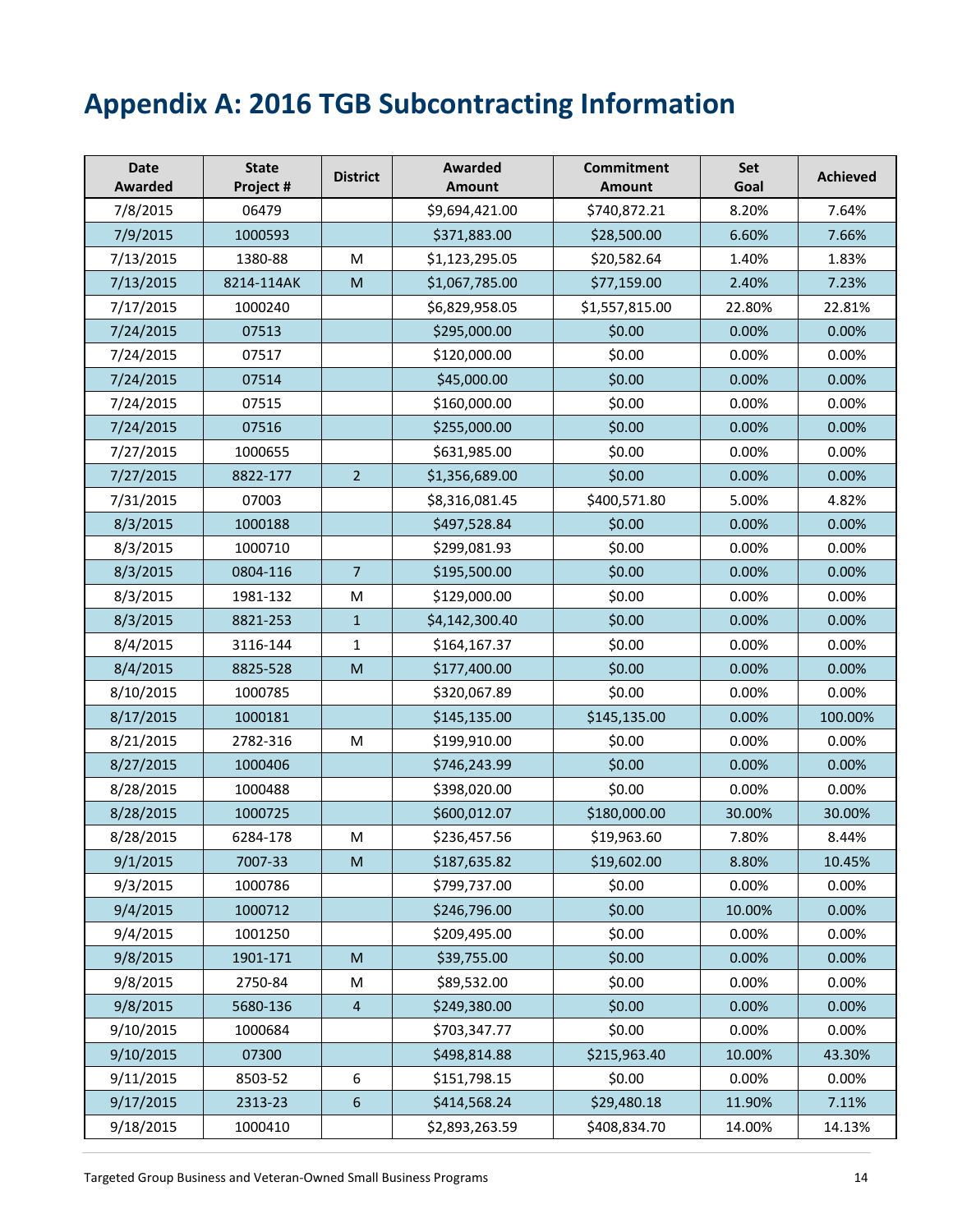# Appendix A: 2016 TGB Subcontracting Information

| Date Awarded | State Project # | District | Awarded Amount | Commitment Amount | Set Goal | Achieved |
|---|---|---|---|---|---|---|
| 7/8/2015 | 06479 | | $9,694,421.00 | $740,872.21 | 8.20% | 7.64% |
| 7/9/2015 | 1000593 | | $371,883.00 | $28,500.00 | 6.60% | 7.66% |
| 7/13/2015 | 1380-88 | M | $1,123,295.05 | $20,582.64 | 1.40% | 1.83% |
| 7/13/2015 | 8214-114AK | M | $1,067,785.00 | $77,159.00 | 2.40% | 7.23% |
| 7/17/2015 | 1000240 | | $6,829,958.05 | $1,557,815.00 | 22.80% | 22.81% |
| 7/24/2015 | 07513 | | $295,000.00 | $0.00 | 0.00% | 0.00% |
| 7/24/2015 | 07517 | | $120,000.00 | $0.00 | 0.00% | 0.00% |
| 7/24/2015 | 07514 | | $45,000.00 | $0.00 | 0.00% | 0.00% |
| 7/24/2015 | 07515 | | $160,000.00 | $0.00 | 0.00% | 0.00% |
| 7/24/2015 | 07516 | | $255,000.00 | $0.00 | 0.00% | 0.00% |
| 7/27/2015 | 1000655 | | $631,985.00 | $0.00 | 0.00% | 0.00% |
| 7/27/2015 | 8822-177 | 2 | $1,356,689.00 | $0.00 | 0.00% | 0.00% |
| 7/31/2015 | 07003 | | $8,316,081.45 | $400,571.80 | 5.00% | 4.82% |
| 8/3/2015 | 1000188 | | $497,528.84 | $0.00 | 0.00% | 0.00% |
| 8/3/2015 | 1000710 | | $299,081.93 | $0.00 | 0.00% | 0.00% |
| 8/3/2015 | 0804-116 | 7 | $195,500.00 | $0.00 | 0.00% | 0.00% |
| 8/3/2015 | 1981-132 | M | $129,000.00 | $0.00 | 0.00% | 0.00% |
| 8/3/2015 | 8821-253 | 1 | $4,142,300.40 | $0.00 | 0.00% | 0.00% |
| 8/4/2015 | 3116-144 | 1 | $164,167.37 | $0.00 | 0.00% | 0.00% |
| 8/4/2015 | 8825-528 | M | $177,400.00 | $0.00 | 0.00% | 0.00% |
| 8/10/2015 | 1000785 | | $320,067.89 | $0.00 | 0.00% | 0.00% |
| 8/17/2015 | 1000181 | | $145,135.00 | $145,135.00 | 0.00% | 100.00% |
| 8/21/2015 | 2782-316 | M | $199,910.00 | $0.00 | 0.00% | 0.00% |
| 8/27/2015 | 1000406 | | $746,243.99 | $0.00 | 0.00% | 0.00% |
| 8/28/2015 | 1000488 | | $398,020.00 | $0.00 | 0.00% | 0.00% |
| 8/28/2015 | 1000725 | | $600,012.07 | $180,000.00 | 30.00% | 30.00% |
| 8/28/2015 | 6284-178 | M | $236,457.56 | $19,963.60 | 7.80% | 8.44% |
| 9/1/2015 | 7007-33 | M | $187,635.82 | $19,602.00 | 8.80% | 10.45% |
| 9/3/2015 | 1000786 | | $799,737.00 | $0.00 | 0.00% | 0.00% |
| 9/4/2015 | 1000712 | | $246,796.00 | $0.00 | 10.00% | 0.00% |
| 9/4/2015 | 1001250 | | $209,495.00 | $0.00 | 0.00% | 0.00% |
| 9/8/2015 | 1901-171 | M | $39,755.00 | $0.00 | 0.00% | 0.00% |
| 9/8/2015 | 2750-84 | M | $89,532.00 | $0.00 | 0.00% | 0.00% |
| 9/8/2015 | 5680-136 | 4 | $249,380.00 | $0.00 | 0.00% | 0.00% |
| 9/10/2015 | 1000684 | | $703,347.77 | $0.00 | 0.00% | 0.00% |
| 9/10/2015 | 07300 | | $498,814.88 | $215,963.40 | 10.00% | 43.30% |
| 9/11/2015 | 8503-52 | 6 | $151,798.15 | $0.00 | 0.00% | 0.00% |
| 9/17/2015 | 2313-23 | 6 | $414,568.24 | $29,480.18 | 11.90% | 7.11% |
| 9/18/2015 | 1000410 | | $2,893,263.59 | $408,834.70 | 14.00% | 14.13% |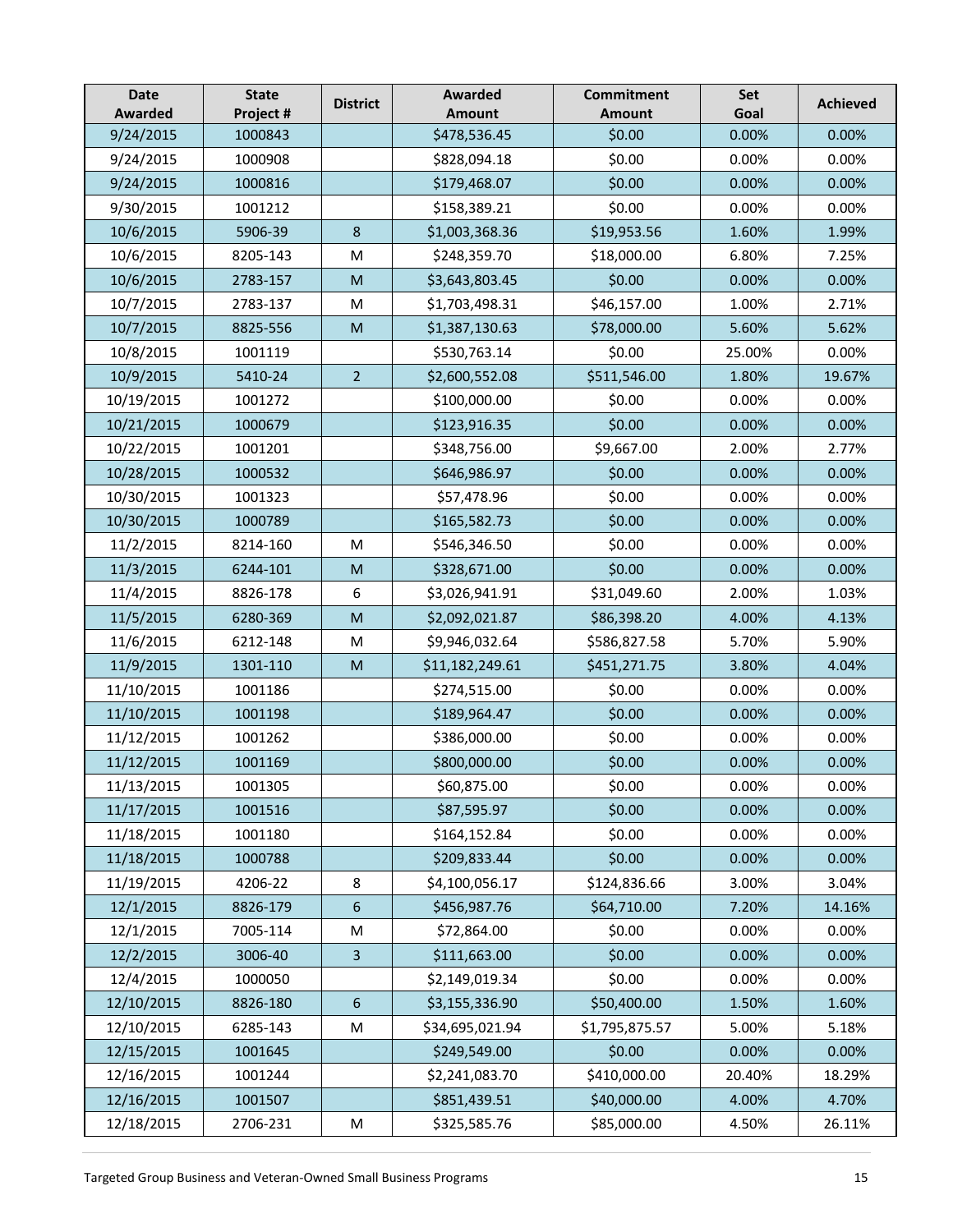| Date Awarded | State Project # | District | Awarded Amount | Commitment Amount | Set Goal | Achieved |
|---|---|---|---|---|---|---|
| 9/24/2015 | 1000843 | | $478,536.45 | $0.00 | 0.00% | 0.00% |
| 9/24/2015 | 1000908 | | $828,094.18 | $0.00 | 0.00% | 0.00% |
| 9/24/2015 | 1000816 | | $179,468.07 | $0.00 | 0.00% | 0.00% |
| 9/30/2015 | 1001212 | | $158,389.21 | $0.00 | 0.00% | 0.00% |
| 10/6/2015 | 5906-39 | 8 | $1,003,368.36 | $19,953.56 | 1.60% | 1.99% |
| 10/6/2015 | 8205-143 | M | $248,359.70 | $18,000.00 | 6.80% | 7.25% |
| 10/6/2015 | 2783-157 | M | $3,643,803.45 | $0.00 | 0.00% | 0.00% |
| 10/7/2015 | 2783-137 | M | $1,703,498.31 | $46,157.00 | 1.00% | 2.71% |
| 10/7/2015 | 8825-556 | M | $1,387,130.63 | $78,000.00 | 5.60% | 5.62% |
| 10/8/2015 | 1001119 | | $530,763.14 | $0.00 | 25.00% | 0.00% |
| 10/9/2015 | 5410-24 | 2 | $2,600,552.08 | $511,546.00 | 1.80% | 19.67% |
| 10/19/2015 | 1001272 | | $100,000.00 | $0.00 | 0.00% | 0.00% |
| 10/21/2015 | 1000679 | | $123,916.35 | $0.00 | 0.00% | 0.00% |
| 10/22/2015 | 1001201 | | $348,756.00 | $9,667.00 | 2.00% | 2.77% |
| 10/28/2015 | 1000532 | | $646,986.97 | $0.00 | 0.00% | 0.00% |
| 10/30/2015 | 1001323 | | $57,478.96 | $0.00 | 0.00% | 0.00% |
| 10/30/2015 | 1000789 | | $165,582.73 | $0.00 | 0.00% | 0.00% |
| 11/2/2015 | 8214-160 | M | $546,346.50 | $0.00 | 0.00% | 0.00% |
| 11/3/2015 | 6244-101 | M | $328,671.00 | $0.00 | 0.00% | 0.00% |
| 11/4/2015 | 8826-178 | 6 | $3,026,941.91 | $31,049.60 | 2.00% | 1.03% |
| 11/5/2015 | 6280-369 | M | $2,092,021.87 | $86,398.20 | 4.00% | 4.13% |
| 11/6/2015 | 6212-148 | M | $9,946,032.64 | $586,827.58 | 5.70% | 5.90% |
| 11/9/2015 | 1301-110 | M | $11,182,249.61 | $451,271.75 | 3.80% | 4.04% |
| 11/10/2015 | 1001186 | | $274,515.00 | $0.00 | 0.00% | 0.00% |
| 11/10/2015 | 1001198 | | $189,964.47 | $0.00 | 0.00% | 0.00% |
| 11/12/2015 | 1001262 | | $386,000.00 | $0.00 | 0.00% | 0.00% |
| 11/12/2015 | 1001169 | | $800,000.00 | $0.00 | 0.00% | 0.00% |
| 11/13/2015 | 1001305 | | $60,875.00 | $0.00 | 0.00% | 0.00% |
| 11/17/2015 | 1001516 | | $87,595.97 | $0.00 | 0.00% | 0.00% |
| 11/18/2015 | 1001180 | | $164,152.84 | $0.00 | 0.00% | 0.00% |
| 11/18/2015 | 1000788 | | $209,833.44 | $0.00 | 0.00% | 0.00% |
| 11/19/2015 | 4206-22 | 8 | $4,100,056.17 | $124,836.66 | 3.00% | 3.04% |
| 12/1/2015 | 8826-179 | 6 | $456,987.76 | $64,710.00 | 7.20% | 14.16% |
| 12/1/2015 | 7005-114 | M | $72,864.00 | $0.00 | 0.00% | 0.00% |
| 12/2/2015 | 3006-40 | 3 | $111,663.00 | $0.00 | 0.00% | 0.00% |
| 12/4/2015 | 1000050 | | $2,149,019.34 | $0.00 | 0.00% | 0.00% |
| 12/10/2015 | 8826-180 | 6 | $3,155,336.90 | $50,400.00 | 1.50% | 1.60% |
| 12/10/2015 | 6285-143 | M | $34,695,021.94 | $1,795,875.57 | 5.00% | 5.18% |
| 12/15/2015 | 1001645 | | $249,549.00 | $0.00 | 0.00% | 0.00% |
| 12/16/2015 | 1001244 | | $2,241,083.70 | $410,000.00 | 20.40% | 18.29% |
| 12/16/2015 | 1001507 | | $851,439.51 | $40,000.00 | 4.00% | 4.70% |
| 12/18/2015 | 2706-231 | M | $325,585.76 | $85,000.00 | 4.50% | 26.11% |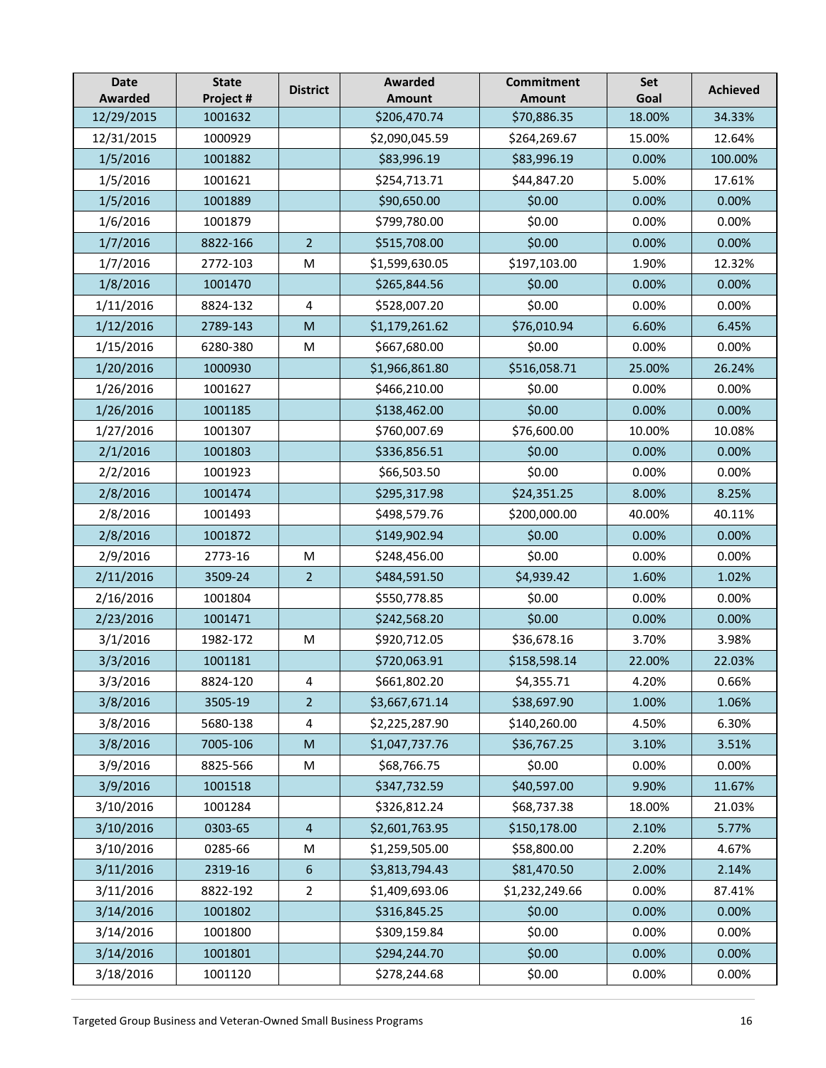| Date Awarded | State Project # | District | Awarded Amount | Commitment Amount | Set Goal | Achieved |
|---|---|---|---|---|---|---|
| 12/29/2015 | 1001632 | | $206,470.74 | $70,886.35 | 18.00% | 34.33% |
| 12/31/2015 | 1000929 | | $2,090,045.59 | $264,269.67 | 15.00% | 12.64% |
| 1/5/2016 | 1001882 | | $83,996.19 | $83,996.19 | 0.00% | 100.00% |
| 1/5/2016 | 1001621 | | $254,713.71 | $44,847.20 | 5.00% | 17.61% |
| 1/5/2016 | 1001889 | | $90,650.00 | $0.00 | 0.00% | 0.00% |
| 1/6/2016 | 1001879 | | $799,780.00 | $0.00 | 0.00% | 0.00% |
| 1/7/2016 | 8822-166 | 2 | $515,708.00 | $0.00 | 0.00% | 0.00% |
| 1/7/2016 | 2772-103 | M | $1,599,630.05 | $197,103.00 | 1.90% | 12.32% |
| 1/8/2016 | 1001470 | | $265,844.56 | $0.00 | 0.00% | 0.00% |
| 1/11/2016 | 8824-132 | 4 | $528,007.20 | $0.00 | 0.00% | 0.00% |
| 1/12/2016 | 2789-143 | M | $1,179,261.62 | $76,010.94 | 6.60% | 6.45% |
| 1/15/2016 | 6280-380 | M | $667,680.00 | $0.00 | 0.00% | 0.00% |
| 1/20/2016 | 1000930 | | $1,966,861.80 | $516,058.71 | 25.00% | 26.24% |
| 1/26/2016 | 1001627 | | $466,210.00 | $0.00 | 0.00% | 0.00% |
| 1/26/2016 | 1001185 | | $138,462.00 | $0.00 | 0.00% | 0.00% |
| 1/27/2016 | 1001307 | | $760,007.69 | $76,600.00 | 10.00% | 10.08% |
| 2/1/2016 | 1001803 | | $336,856.51 | $0.00 | 0.00% | 0.00% |
| 2/2/2016 | 1001923 | | $66,503.50 | $0.00 | 0.00% | 0.00% |
| 2/8/2016 | 1001474 | | $295,317.98 | $24,351.25 | 8.00% | 8.25% |
| 2/8/2016 | 1001493 | | $498,579.76 | $200,000.00 | 40.00% | 40.11% |
| 2/8/2016 | 1001872 | | $149,902.94 | $0.00 | 0.00% | 0.00% |
| 2/9/2016 | 2773-16 | M | $248,456.00 | $0.00 | 0.00% | 0.00% |
| 2/11/2016 | 3509-24 | 2 | $484,591.50 | $4,939.42 | 1.60% | 1.02% |
| 2/16/2016 | 1001804 | | $550,778.85 | $0.00 | 0.00% | 0.00% |
| 2/23/2016 | 1001471 | | $242,568.20 | $0.00 | 0.00% | 0.00% |
| 3/1/2016 | 1982-172 | M | $920,712.05 | $36,678.16 | 3.70% | 3.98% |
| 3/3/2016 | 1001181 | | $720,063.91 | $158,598.14 | 22.00% | 22.03% |
| 3/3/2016 | 8824-120 | 4 | $661,802.20 | $4,355.71 | 4.20% | 0.66% |
| 3/8/2016 | 3505-19 | 2 | $3,667,671.14 | $38,697.90 | 1.00% | 1.06% |
| 3/8/2016 | 5680-138 | 4 | $2,225,287.90 | $140,260.00 | 4.50% | 6.30% |
| 3/8/2016 | 7005-106 | M | $1,047,737.76 | $36,767.25 | 3.10% | 3.51% |
| 3/9/2016 | 8825-566 | M | $68,766.75 | $0.00 | 0.00% | 0.00% |
| 3/9/2016 | 1001518 | | $347,732.59 | $40,597.00 | 9.90% | 11.67% |
| 3/10/2016 | 1001284 | | $326,812.24 | $68,737.38 | 18.00% | 21.03% |
| 3/10/2016 | 0303-65 | 4 | $2,601,763.95 | $150,178.00 | 2.10% | 5.77% |
| 3/10/2016 | 0285-66 | M | $1,259,505.00 | $58,800.00 | 2.20% | 4.67% |
| 3/11/2016 | 2319-16 | 6 | $3,813,794.43 | $81,470.50 | 2.00% | 2.14% |
| 3/11/2016 | 8822-192 | 2 | $1,409,693.06 | $1,232,249.66 | 0.00% | 87.41% |
| 3/14/2016 | 1001802 | | $316,845.25 | $0.00 | 0.00% | 0.00% |
| 3/14/2016 | 1001800 | | $309,159.84 | $0.00 | 0.00% | 0.00% |
| 3/14/2016 | 1001801 | | $294,244.70 | $0.00 | 0.00% | 0.00% |
| 3/18/2016 | 1001120 | | $278,244.68 | $0.00 | 0.00% | 0.00% |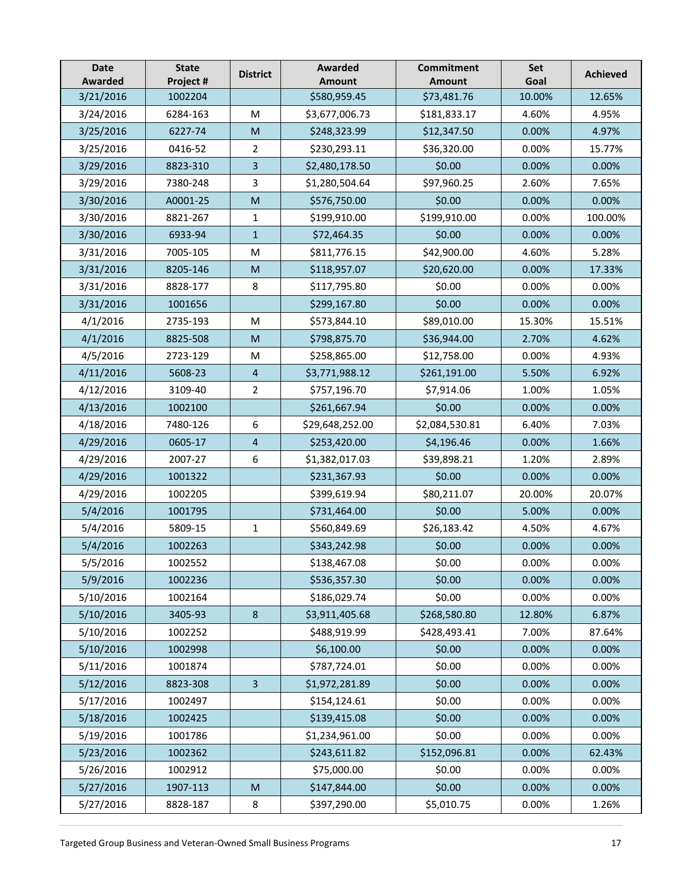| Date Awarded | State Project # | District | Awarded Amount | Commitment Amount | Set Goal | Achieved |
|---|---|---|---|---|---|---|
| 3/21/2016 | 1002204 | | $580,959.45 | $73,481.76 | 10.00% | 12.65% |
| 3/24/2016 | 6284-163 | M | $3,677,006.73 | $181,833.17 | 4.60% | 4.95% |
| 3/25/2016 | 6227-74 | M | $248,323.99 | $12,347.50 | 0.00% | 4.97% |
| 3/25/2016 | 0416-52 | 2 | $230,293.11 | $36,320.00 | 0.00% | 15.77% |
| 3/29/2016 | 8823-310 | 3 | $2,480,178.50 | $0.00 | 0.00% | 0.00% |
| 3/29/2016 | 7380-248 | 3 | $1,280,504.64 | $97,960.25 | 2.60% | 7.65% |
| 3/30/2016 | A0001-25 | M | $576,750.00 | $0.00 | 0.00% | 0.00% |
| 3/30/2016 | 8821-267 | 1 | $199,910.00 | $199,910.00 | 0.00% | 100.00% |
| 3/30/2016 | 6933-94 | 1 | $72,464.35 | $0.00 | 0.00% | 0.00% |
| 3/31/2016 | 7005-105 | M | $811,776.15 | $42,900.00 | 4.60% | 5.28% |
| 3/31/2016 | 8205-146 | M | $118,957.07 | $20,620.00 | 0.00% | 17.33% |
| 3/31/2016 | 8828-177 | 8 | $117,795.80 | $0.00 | 0.00% | 0.00% |
| 3/31/2016 | 1001656 | | $299,167.80 | $0.00 | 0.00% | 0.00% |
| 4/1/2016 | 2735-193 | M | $573,844.10 | $89,010.00 | 15.30% | 15.51% |
| 4/1/2016 | 8825-508 | M | $798,875.70 | $36,944.00 | 2.70% | 4.62% |
| 4/5/2016 | 2723-129 | M | $258,865.00 | $12,758.00 | 0.00% | 4.93% |
| 4/11/2016 | 5608-23 | 4 | $3,771,988.12 | $261,191.00 | 5.50% | 6.92% |
| 4/12/2016 | 3109-40 | 2 | $757,196.70 | $7,914.06 | 1.00% | 1.05% |
| 4/13/2016 | 1002100 | | $261,667.94 | $0.00 | 0.00% | 0.00% |
| 4/18/2016 | 7480-126 | 6 | $29,648,252.00 | $2,084,530.81 | 6.40% | 7.03% |
| 4/29/2016 | 0605-17 | 4 | $253,420.00 | $4,196.46 | 0.00% | 1.66% |
| 4/29/2016 | 2007-27 | 6 | $1,382,017.03 | $39,898.21 | 1.20% | 2.89% |
| 4/29/2016 | 1001322 | | $231,367.93 | $0.00 | 0.00% | 0.00% |
| 4/29/2016 | 1002205 | | $399,619.94 | $80,211.07 | 20.00% | 20.07% |
| 5/4/2016 | 1001795 | | $731,464.00 | $0.00 | 5.00% | 0.00% |
| 5/4/2016 | 5809-15 | 1 | $560,849.69 | $26,183.42 | 4.50% | 4.67% |
| 5/4/2016 | 1002263 | | $343,242.98 | $0.00 | 0.00% | 0.00% |
| 5/5/2016 | 1002552 | | $138,467.08 | $0.00 | 0.00% | 0.00% |
| 5/9/2016 | 1002236 | | $536,357.30 | $0.00 | 0.00% | 0.00% |
| 5/10/2016 | 1002164 | | $186,029.74 | $0.00 | 0.00% | 0.00% |
| 5/10/2016 | 3405-93 | 8 | $3,911,405.68 | $268,580.80 | 12.80% | 6.87% |
| 5/10/2016 | 1002252 | | $488,919.99 | $428,493.41 | 7.00% | 87.64% |
| 5/10/2016 | 1002998 | | $6,100.00 | $0.00 | 0.00% | 0.00% |
| 5/11/2016 | 1001874 | | $787,724.01 | $0.00 | 0.00% | 0.00% |
| 5/12/2016 | 8823-308 | 3 | $1,972,281.89 | $0.00 | 0.00% | 0.00% |
| 5/17/2016 | 1002497 | | $154,124.61 | $0.00 | 0.00% | 0.00% |
| 5/18/2016 | 1002425 | | $139,415.08 | $0.00 | 0.00% | 0.00% |
| 5/19/2016 | 1001786 | | $1,234,961.00 | $0.00 | 0.00% | 0.00% |
| 5/23/2016 | 1002362 | | $243,611.82 | $152,096.81 | 0.00% | 62.43% |
| 5/26/2016 | 1002912 | | $75,000.00 | $0.00 | 0.00% | 0.00% |
| 5/27/2016 | 1907-113 | M | $147,844.00 | $0.00 | 0.00% | 0.00% |
| 5/27/2016 | 8828-187 | 8 | $397,290.00 | $5,010.75 | 0.00% | 1.26% |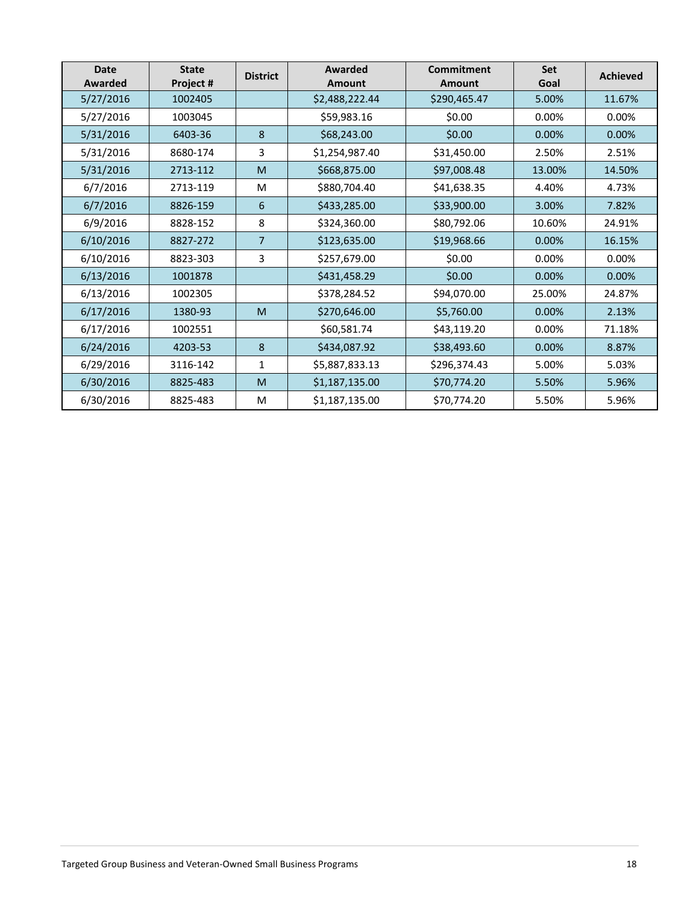| Date Awarded | State Project # | District | Awarded Amount | Commitment Amount | Set Goal | Achieved |
|---|---|---|---|---|---|---|
| 5/27/2016 | 1002405 | | $2,488,222.44 | $290,465.47 | 5.00% | 11.67% |
| 5/27/2016 | 1003045 | | $59,983.16 | $0.00 | 0.00% | 0.00% |
| 5/31/2016 | 6403-36 | 8 | $68,243.00 | $0.00 | 0.00% | 0.00% |
| 5/31/2016 | 8680-174 | 3 | $1,254,987.40 | $31,450.00 | 2.50% | 2.51% |
| 5/31/2016 | 2713-112 | M | $668,875.00 | $97,008.48 | 13.00% | 14.50% |
| 6/7/2016 | 2713-119 | M | $880,704.40 | $41,638.35 | 4.40% | 4.73% |
| 6/7/2016 | 8826-159 | 6 | $433,285.00 | $33,900.00 | 3.00% | 7.82% |
| 6/9/2016 | 8828-152 | 8 | $324,360.00 | $80,792.06 | 10.60% | 24.91% |
| 6/10/2016 | 8827-272 | 7 | $123,635.00 | $19,968.66 | 0.00% | 16.15% |
| 6/10/2016 | 8823-303 | 3 | $257,679.00 | $0.00 | 0.00% | 0.00% |
| 6/13/2016 | 1001878 | | $431,458.29 | $0.00 | 0.00% | 0.00% |
| 6/13/2016 | 1002305 | | $378,284.52 | $94,070.00 | 25.00% | 24.87% |
| 6/17/2016 | 1380-93 | M | $270,646.00 | $5,760.00 | 0.00% | 2.13% |
| 6/17/2016 | 1002551 | | $60,581.74 | $43,119.20 | 0.00% | 71.18% |
| 6/24/2016 | 4203-53 | 8 | $434,087.92 | $38,493.60 | 0.00% | 8.87% |
| 6/29/2016 | 3116-142 | 1 | $5,887,833.13 | $296,374.43 | 5.00% | 5.03% |
| 6/30/2016 | 8825-483 | M | $1,187,135.00 | $70,774.20 | 5.50% | 5.96% |
| 6/30/2016 | 8825-483 | M | $1,187,135.00 | $70,774.20 | 5.50% | 5.96% |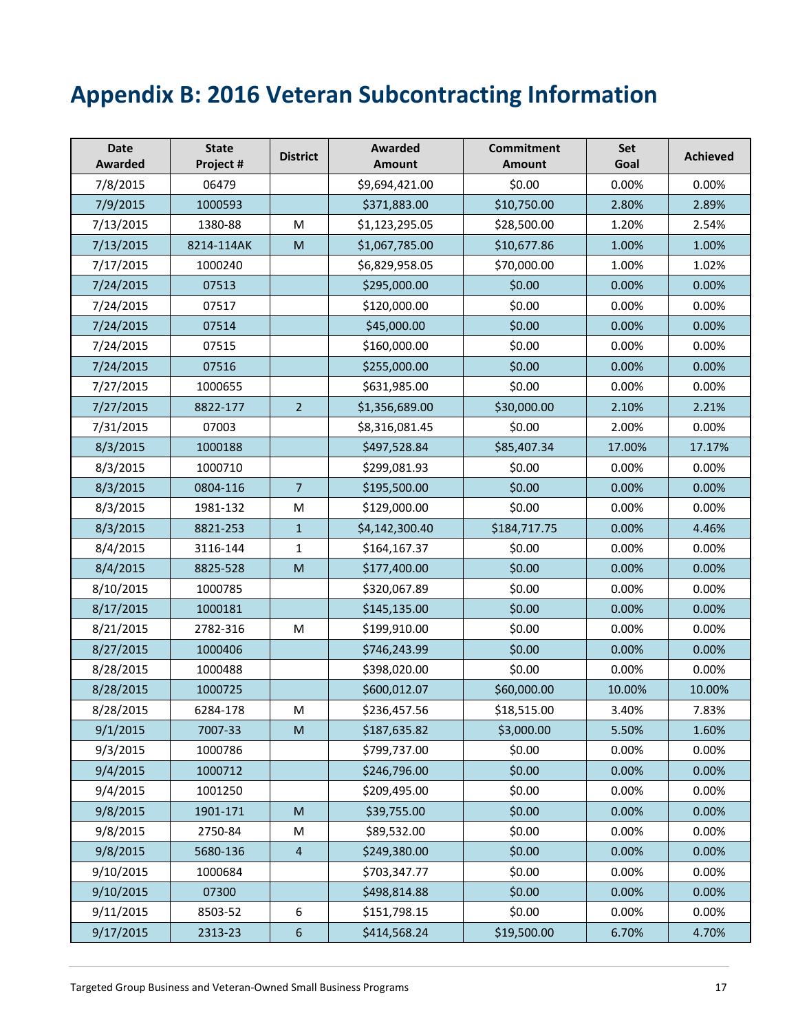# Appendix B: 2016 Veteran Subcontracting Information

| Date Awarded | State Project # | District | Awarded Amount | Commitment Amount | Set Goal | Achieved |
|---|---|---|---|---|---|---|
| 7/8/2015 | 06479 | | $9,694,421.00 | $0.00 | 0.00% | 0.00% |
| 7/9/2015 | 1000593 | | $371,883.00 | $10,750.00 | 2.80% | 2.89% |
| 7/13/2015 | 1380-88 | M | $1,123,295.05 | $28,500.00 | 1.20% | 2.54% |
| 7/13/2015 | 8214-114AK | M | $1,067,785.00 | $10,677.86 | 1.00% | 1.00% |
| 7/17/2015 | 1000240 | | $6,829,958.05 | $70,000.00 | 1.00% | 1.02% |
| 7/24/2015 | 07513 | | $295,000.00 | $0.00 | 0.00% | 0.00% |
| 7/24/2015 | 07517 | | $120,000.00 | $0.00 | 0.00% | 0.00% |
| 7/24/2015 | 07514 | | $45,000.00 | $0.00 | 0.00% | 0.00% |
| 7/24/2015 | 07515 | | $160,000.00 | $0.00 | 0.00% | 0.00% |
| 7/24/2015 | 07516 | | $255,000.00 | $0.00 | 0.00% | 0.00% |
| 7/27/2015 | 1000655 | | $631,985.00 | $0.00 | 0.00% | 0.00% |
| 7/27/2015 | 8822-177 | 2 | $1,356,689.00 | $30,000.00 | 2.10% | 2.21% |
| 7/31/2015 | 07003 | | $8,316,081.45 | $0.00 | 2.00% | 0.00% |
| 8/3/2015 | 1000188 | | $497,528.84 | $85,407.34 | 17.00% | 17.17% |
| 8/3/2015 | 1000710 | | $299,081.93 | $0.00 | 0.00% | 0.00% |
| 8/3/2015 | 0804-116 | 7 | $195,500.00 | $0.00 | 0.00% | 0.00% |
| 8/3/2015 | 1981-132 | M | $129,000.00 | $0.00 | 0.00% | 0.00% |
| 8/3/2015 | 8821-253 | 1 | $4,142,300.40 | $184,717.75 | 0.00% | 4.46% |
| 8/4/2015 | 3116-144 | 1 | $164,167.37 | $0.00 | 0.00% | 0.00% |
| 8/4/2015 | 8825-528 | M | $177,400.00 | $0.00 | 0.00% | 0.00% |
| 8/10/2015 | 1000785 | | $320,067.89 | $0.00 | 0.00% | 0.00% |
| 8/17/2015 | 1000181 | | $145,135.00 | $0.00 | 0.00% | 0.00% |
| 8/21/2015 | 2782-316 | M | $199,910.00 | $0.00 | 0.00% | 0.00% |
| 8/27/2015 | 1000406 | | $746,243.99 | $0.00 | 0.00% | 0.00% |
| 8/28/2015 | 1000488 | | $398,020.00 | $0.00 | 0.00% | 0.00% |
| 8/28/2015 | 1000725 | | $600,012.07 | $60,000.00 | 10.00% | 10.00% |
| 8/28/2015 | 6284-178 | M | $236,457.56 | $18,515.00 | 3.40% | 7.83% |
| 9/1/2015 | 7007-33 | M | $187,635.82 | $3,000.00 | 5.50% | 1.60% |
| 9/3/2015 | 1000786 | | $799,737.00 | $0.00 | 0.00% | 0.00% |
| 9/4/2015 | 1000712 | | $246,796.00 | $0.00 | 0.00% | 0.00% |
| 9/4/2015 | 1001250 | | $209,495.00 | $0.00 | 0.00% | 0.00% |
| 9/8/2015 | 1901-171 | M | $39,755.00 | $0.00 | 0.00% | 0.00% |
| 9/8/2015 | 2750-84 | M | $89,532.00 | $0.00 | 0.00% | 0.00% |
| 9/8/2015 | 5680-136 | 4 | $249,380.00 | $0.00 | 0.00% | 0.00% |
| 9/10/2015 | 1000684 | | $703,347.77 | $0.00 | 0.00% | 0.00% |
| 9/10/2015 | 07300 | | $498,814.88 | $0.00 | 0.00% | 0.00% |
| 9/11/2015 | 8503-52 | 6 | $151,798.15 | $0.00 | 0.00% | 0.00% |
| 9/17/2015 | 2313-23 | 6 | $414,568.24 | $19,500.00 | 6.70% | 4.70% |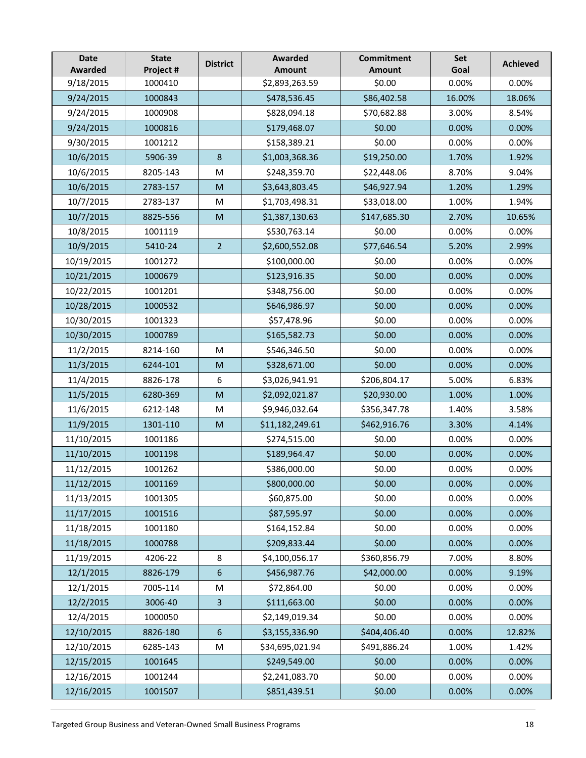| Date Awarded | State Project # | District | Awarded Amount | Commitment Amount | Set Goal | Achieved |
|---|---|---|---|---|---|---|
| 9/18/2015 | 1000410 | | $2,893,263.59 | $0.00 | 0.00% | 0.00% |
| 9/24/2015 | 1000843 | | $478,536.45 | $86,402.58 | 16.00% | 18.06% |
| 9/24/2015 | 1000908 | | $828,094.18 | $70,682.88 | 3.00% | 8.54% |
| 9/24/2015 | 1000816 | | $179,468.07 | $0.00 | 0.00% | 0.00% |
| 9/30/2015 | 1001212 | | $158,389.21 | $0.00 | 0.00% | 0.00% |
| 10/6/2015 | 5906-39 | 8 | $1,003,368.36 | $19,250.00 | 1.70% | 1.92% |
| 10/6/2015 | 8205-143 | M | $248,359.70 | $22,448.06 | 8.70% | 9.04% |
| 10/6/2015 | 2783-157 | M | $3,643,803.45 | $46,927.94 | 1.20% | 1.29% |
| 10/7/2015 | 2783-137 | M | $1,703,498.31 | $33,018.00 | 1.00% | 1.94% |
| 10/7/2015 | 8825-556 | M | $1,387,130.63 | $147,685.30 | 2.70% | 10.65% |
| 10/8/2015 | 1001119 | | $530,763.14 | $0.00 | 0.00% | 0.00% |
| 10/9/2015 | 5410-24 | 2 | $2,600,552.08 | $77,646.54 | 5.20% | 2.99% |
| 10/19/2015 | 1001272 | | $100,000.00 | $0.00 | 0.00% | 0.00% |
| 10/21/2015 | 1000679 | | $123,916.35 | $0.00 | 0.00% | 0.00% |
| 10/22/2015 | 1001201 | | $348,756.00 | $0.00 | 0.00% | 0.00% |
| 10/28/2015 | 1000532 | | $646,986.97 | $0.00 | 0.00% | 0.00% |
| 10/30/2015 | 1001323 | | $57,478.96 | $0.00 | 0.00% | 0.00% |
| 10/30/2015 | 1000789 | | $165,582.73 | $0.00 | 0.00% | 0.00% |
| 11/2/2015 | 8214-160 | M | $546,346.50 | $0.00 | 0.00% | 0.00% |
| 11/3/2015 | 6244-101 | M | $328,671.00 | $0.00 | 0.00% | 0.00% |
| 11/4/2015 | 8826-178 | 6 | $3,026,941.91 | $206,804.17 | 5.00% | 6.83% |
| 11/5/2015 | 6280-369 | M | $2,092,021.87 | $20,930.00 | 1.00% | 1.00% |
| 11/6/2015 | 6212-148 | M | $9,946,032.64 | $356,347.78 | 1.40% | 3.58% |
| 11/9/2015 | 1301-110 | M | $11,182,249.61 | $462,916.76 | 3.30% | 4.14% |
| 11/10/2015 | 1001186 | | $274,515.00 | $0.00 | 0.00% | 0.00% |
| 11/10/2015 | 1001198 | | $189,964.47 | $0.00 | 0.00% | 0.00% |
| 11/12/2015 | 1001262 | | $386,000.00 | $0.00 | 0.00% | 0.00% |
| 11/12/2015 | 1001169 | | $800,000.00 | $0.00 | 0.00% | 0.00% |
| 11/13/2015 | 1001305 | | $60,875.00 | $0.00 | 0.00% | 0.00% |
| 11/17/2015 | 1001516 | | $87,595.97 | $0.00 | 0.00% | 0.00% |
| 11/18/2015 | 1001180 | | $164,152.84 | $0.00 | 0.00% | 0.00% |
| 11/18/2015 | 1000788 | | $209,833.44 | $0.00 | 0.00% | 0.00% |
| 11/19/2015 | 4206-22 | 8 | $4,100,056.17 | $360,856.79 | 7.00% | 8.80% |
| 12/1/2015 | 8826-179 | 6 | $456,987.76 | $42,000.00 | 0.00% | 9.19% |
| 12/1/2015 | 7005-114 | M | $72,864.00 | $0.00 | 0.00% | 0.00% |
| 12/2/2015 | 3006-40 | 3 | $111,663.00 | $0.00 | 0.00% | 0.00% |
| 12/4/2015 | 1000050 | | $2,149,019.34 | $0.00 | 0.00% | 0.00% |
| 12/10/2015 | 8826-180 | 6 | $3,155,336.90 | $404,406.40 | 0.00% | 12.82% |
| 12/10/2015 | 6285-143 | M | $34,695,021.94 | $491,886.24 | 1.00% | 1.42% |
| 12/15/2015 | 1001645 | | $249,549.00 | $0.00 | 0.00% | 0.00% |
| 12/16/2015 | 1001244 | | $2,241,083.70 | $0.00 | 0.00% | 0.00% |
| 12/16/2015 | 1001507 | | $851,439.51 | $0.00 | 0.00% | 0.00% |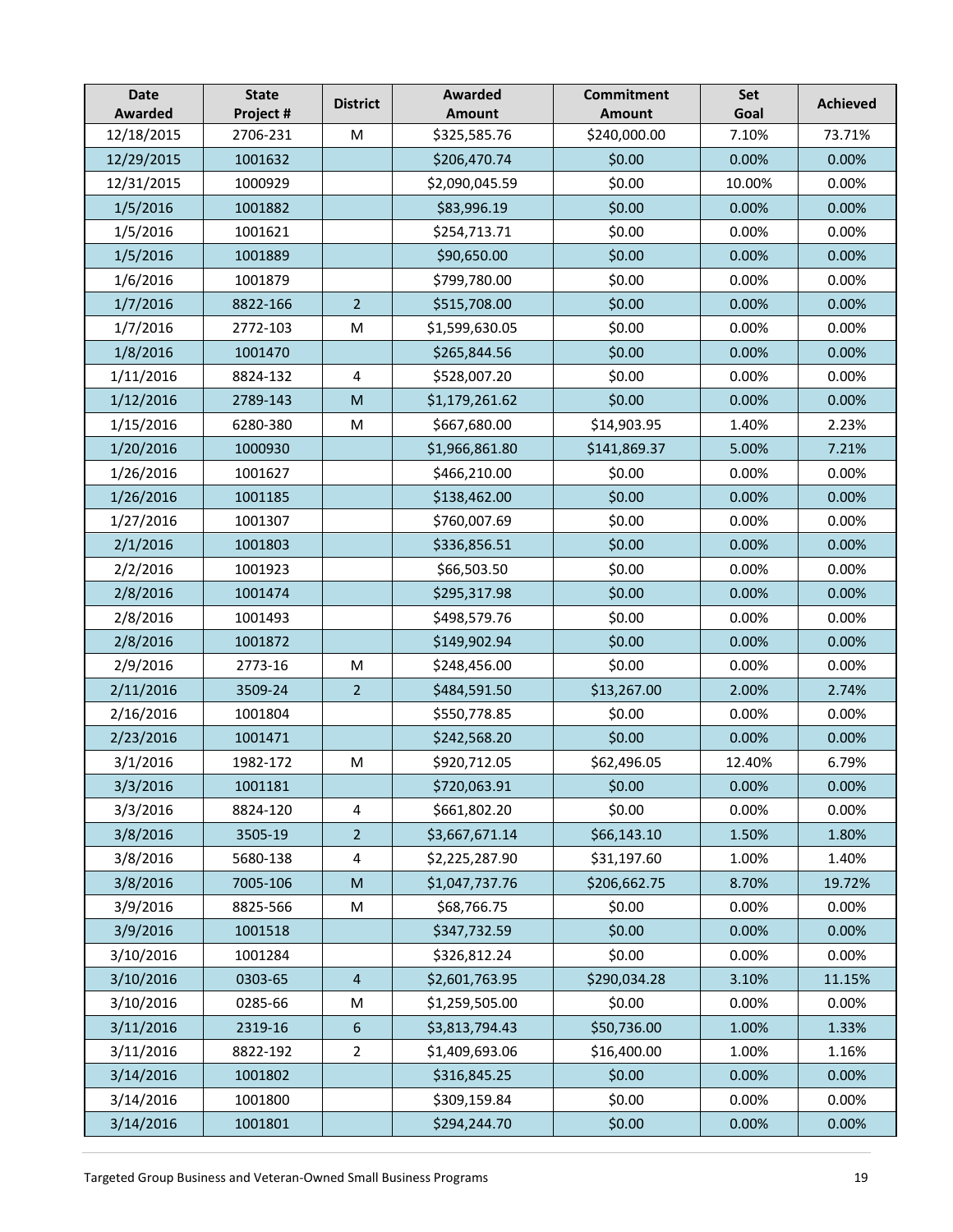| Date Awarded | State Project # | District | Awarded Amount | Commitment Amount | Set Goal | Achieved |
|---|---|---|---|---|---|---|
| 12/18/2015 | 2706-231 | M | $325,585.76 | $240,000.00 | 7.10% | 73.71% |
| 12/29/2015 | 1001632 | | $206,470.74 | $0.00 | 0.00% | 0.00% |
| 12/31/2015 | 1000929 | | $2,090,045.59 | $0.00 | 10.00% | 0.00% |
| 1/5/2016 | 1001882 | | $83,996.19 | $0.00 | 0.00% | 0.00% |
| 1/5/2016 | 1001621 | | $254,713.71 | $0.00 | 0.00% | 0.00% |
| 1/5/2016 | 1001889 | | $90,650.00 | $0.00 | 0.00% | 0.00% |
| 1/6/2016 | 1001879 | | $799,780.00 | $0.00 | 0.00% | 0.00% |
| 1/7/2016 | 8822-166 | 2 | $515,708.00 | $0.00 | 0.00% | 0.00% |
| 1/7/2016 | 2772-103 | M | $1,599,630.05 | $0.00 | 0.00% | 0.00% |
| 1/8/2016 | 1001470 | | $265,844.56 | $0.00 | 0.00% | 0.00% |
| 1/11/2016 | 8824-132 | 4 | $528,007.20 | $0.00 | 0.00% | 0.00% |
| 1/12/2016 | 2789-143 | M | $1,179,261.62 | $0.00 | 0.00% | 0.00% |
| 1/15/2016 | 6280-380 | M | $667,680.00 | $14,903.95 | 1.40% | 2.23% |
| 1/20/2016 | 1000930 | | $1,966,861.80 | $141,869.37 | 5.00% | 7.21% |
| 1/26/2016 | 1001627 | | $466,210.00 | $0.00 | 0.00% | 0.00% |
| 1/26/2016 | 1001185 | | $138,462.00 | $0.00 | 0.00% | 0.00% |
| 1/27/2016 | 1001307 | | $760,007.69 | $0.00 | 0.00% | 0.00% |
| 2/1/2016 | 1001803 | | $336,856.51 | $0.00 | 0.00% | 0.00% |
| 2/2/2016 | 1001923 | | $66,503.50 | $0.00 | 0.00% | 0.00% |
| 2/8/2016 | 1001474 | | $295,317.98 | $0.00 | 0.00% | 0.00% |
| 2/8/2016 | 1001493 | | $498,579.76 | $0.00 | 0.00% | 0.00% |
| 2/8/2016 | 1001872 | | $149,902.94 | $0.00 | 0.00% | 0.00% |
| 2/9/2016 | 2773-16 | M | $248,456.00 | $0.00 | 0.00% | 0.00% |
| 2/11/2016 | 3509-24 | 2 | $484,591.50 | $13,267.00 | 2.00% | 2.74% |
| 2/16/2016 | 1001804 | | $550,778.85 | $0.00 | 0.00% | 0.00% |
| 2/23/2016 | 1001471 | | $242,568.20 | $0.00 | 0.00% | 0.00% |
| 3/1/2016 | 1982-172 | M | $920,712.05 | $62,496.05 | 12.40% | 6.79% |
| 3/3/2016 | 1001181 | | $720,063.91 | $0.00 | 0.00% | 0.00% |
| 3/3/2016 | 8824-120 | 4 | $661,802.20 | $0.00 | 0.00% | 0.00% |
| 3/8/2016 | 3505-19 | 2 | $3,667,671.14 | $66,143.10 | 1.50% | 1.80% |
| 3/8/2016 | 5680-138 | 4 | $2,225,287.90 | $31,197.60 | 1.00% | 1.40% |
| 3/8/2016 | 7005-106 | M | $1,047,737.76 | $206,662.75 | 8.70% | 19.72% |
| 3/9/2016 | 8825-566 | M | $68,766.75 | $0.00 | 0.00% | 0.00% |
| 3/9/2016 | 1001518 | | $347,732.59 | $0.00 | 0.00% | 0.00% |
| 3/10/2016 | 1001284 | | $326,812.24 | $0.00 | 0.00% | 0.00% |
| 3/10/2016 | 0303-65 | 4 | $2,601,763.95 | $290,034.28 | 3.10% | 11.15% |
| 3/10/2016 | 0285-66 | M | $1,259,505.00 | $0.00 | 0.00% | 0.00% |
| 3/11/2016 | 2319-16 | 6 | $3,813,794.43 | $50,736.00 | 1.00% | 1.33% |
| 3/11/2016 | 8822-192 | 2 | $1,409,693.06 | $16,400.00 | 1.00% | 1.16% |
| 3/14/2016 | 1001802 | | $316,845.25 | $0.00 | 0.00% | 0.00% |
| 3/14/2016 | 1001800 | | $309,159.84 | $0.00 | 0.00% | 0.00% |
| 3/14/2016 | 1001801 | | $294,244.70 | $0.00 | 0.00% | 0.00% |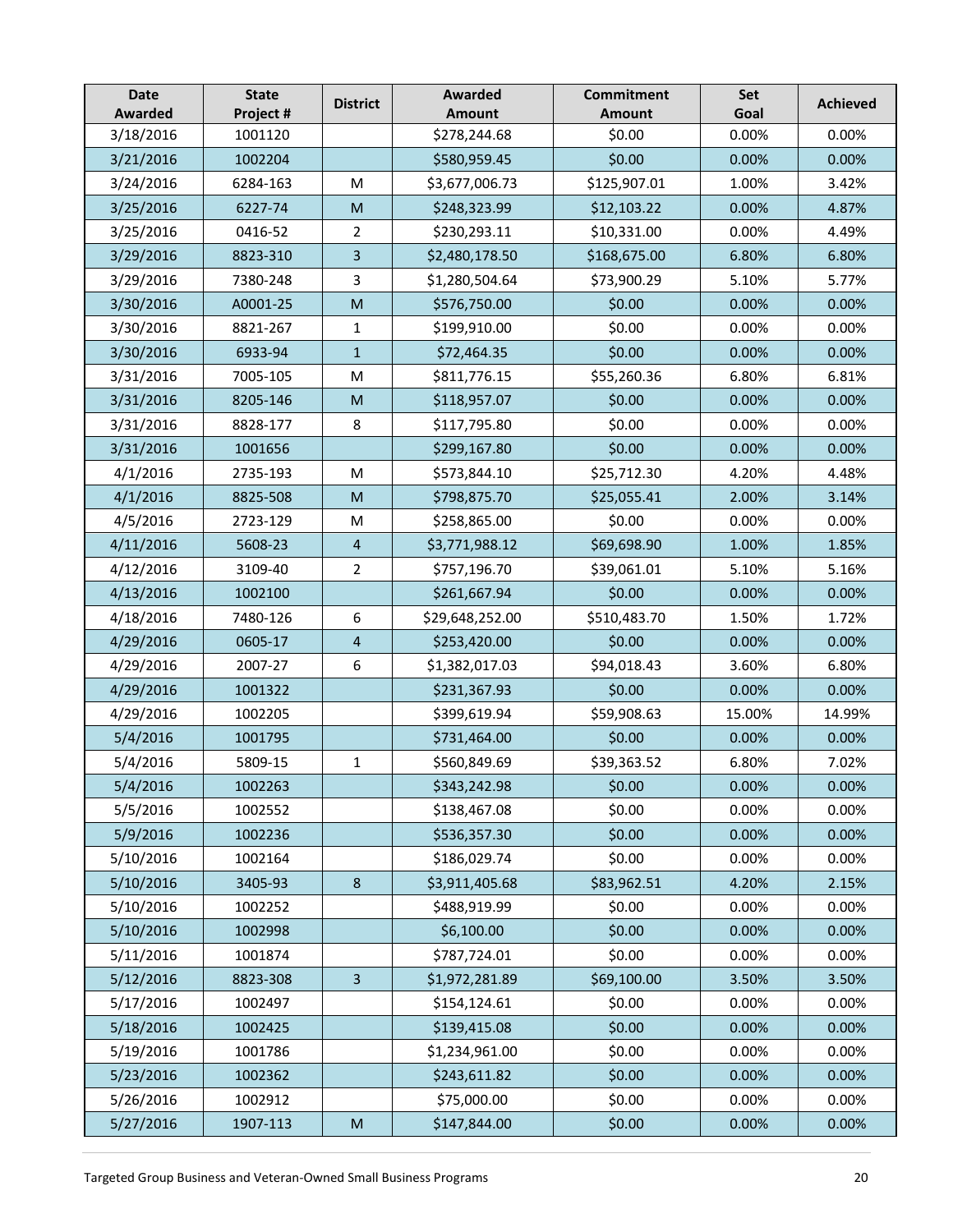| Date Awarded | State Project # | District | Awarded Amount | Commitment Amount | Set Goal | Achieved |
|---|---|---|---|---|---|---|
| 3/18/2016 | 1001120 | | $278,244.68 | $0.00 | 0.00% | 0.00% |
| 3/21/2016 | 1002204 | | $580,959.45 | $0.00 | 0.00% | 0.00% |
| 3/24/2016 | 6284-163 | M | $3,677,006.73 | $125,907.01 | 1.00% | 3.42% |
| 3/25/2016 | 6227-74 | M | $248,323.99 | $12,103.22 | 0.00% | 4.87% |
| 3/25/2016 | 0416-52 | 2 | $230,293.11 | $10,331.00 | 0.00% | 4.49% |
| 3/29/2016 | 8823-310 | 3 | $2,480,178.50 | $168,675.00 | 6.80% | 6.80% |
| 3/29/2016 | 7380-248 | 3 | $1,280,504.64 | $73,900.29 | 5.10% | 5.77% |
| 3/30/2016 | A0001-25 | M | $576,750.00 | $0.00 | 0.00% | 0.00% |
| 3/30/2016 | 8821-267 | 1 | $199,910.00 | $0.00 | 0.00% | 0.00% |
| 3/30/2016 | 6933-94 | 1 | $72,464.35 | $0.00 | 0.00% | 0.00% |
| 3/31/2016 | 7005-105 | M | $811,776.15 | $55,260.36 | 6.80% | 6.81% |
| 3/31/2016 | 8205-146 | M | $118,957.07 | $0.00 | 0.00% | 0.00% |
| 3/31/2016 | 8828-177 | 8 | $117,795.80 | $0.00 | 0.00% | 0.00% |
| 3/31/2016 | 1001656 | | $299,167.80 | $0.00 | 0.00% | 0.00% |
| 4/1/2016 | 2735-193 | M | $573,844.10 | $25,712.30 | 4.20% | 4.48% |
| 4/1/2016 | 8825-508 | M | $798,875.70 | $25,055.41 | 2.00% | 3.14% |
| 4/5/2016 | 2723-129 | M | $258,865.00 | $0.00 | 0.00% | 0.00% |
| 4/11/2016 | 5608-23 | 4 | $3,771,988.12 | $69,698.90 | 1.00% | 1.85% |
| 4/12/2016 | 3109-40 | 2 | $757,196.70 | $39,061.01 | 5.10% | 5.16% |
| 4/13/2016 | 1002100 | | $261,667.94 | $0.00 | 0.00% | 0.00% |
| 4/18/2016 | 7480-126 | 6 | $29,648,252.00 | $510,483.70 | 1.50% | 1.72% |
| 4/29/2016 | 0605-17 | 4 | $253,420.00 | $0.00 | 0.00% | 0.00% |
| 4/29/2016 | 2007-27 | 6 | $1,382,017.03 | $94,018.43 | 3.60% | 6.80% |
| 4/29/2016 | 1001322 | | $231,367.93 | $0.00 | 0.00% | 0.00% |
| 4/29/2016 | 1002205 | | $399,619.94 | $59,908.63 | 15.00% | 14.99% |
| 5/4/2016 | 1001795 | | $731,464.00 | $0.00 | 0.00% | 0.00% |
| 5/4/2016 | 5809-15 | 1 | $560,849.69 | $39,363.52 | 6.80% | 7.02% |
| 5/4/2016 | 1002263 | | $343,242.98 | $0.00 | 0.00% | 0.00% |
| 5/5/2016 | 1002552 | | $138,467.08 | $0.00 | 0.00% | 0.00% |
| 5/9/2016 | 1002236 | | $536,357.30 | $0.00 | 0.00% | 0.00% |
| 5/10/2016 | 1002164 | | $186,029.74 | $0.00 | 0.00% | 0.00% |
| 5/10/2016 | 3405-93 | 8 | $3,911,405.68 | $83,962.51 | 4.20% | 2.15% |
| 5/10/2016 | 1002252 | | $488,919.99 | $0.00 | 0.00% | 0.00% |
| 5/10/2016 | 1002998 | | $6,100.00 | $0.00 | 0.00% | 0.00% |
| 5/11/2016 | 1001874 | | $787,724.01 | $0.00 | 0.00% | 0.00% |
| 5/12/2016 | 8823-308 | 3 | $1,972,281.89 | $69,100.00 | 3.50% | 3.50% |
| 5/17/2016 | 1002497 | | $154,124.61 | $0.00 | 0.00% | 0.00% |
| 5/18/2016 | 1002425 | | $139,415.08 | $0.00 | 0.00% | 0.00% |
| 5/19/2016 | 1001786 | | $1,234,961.00 | $0.00 | 0.00% | 0.00% |
| 5/23/2016 | 1002362 | | $243,611.82 | $0.00 | 0.00% | 0.00% |
| 5/26/2016 | 1002912 | | $75,000.00 | $0.00 | 0.00% | 0.00% |
| 5/27/2016 | 1907-113 | M | $147,844.00 | $0.00 | 0.00% | 0.00% |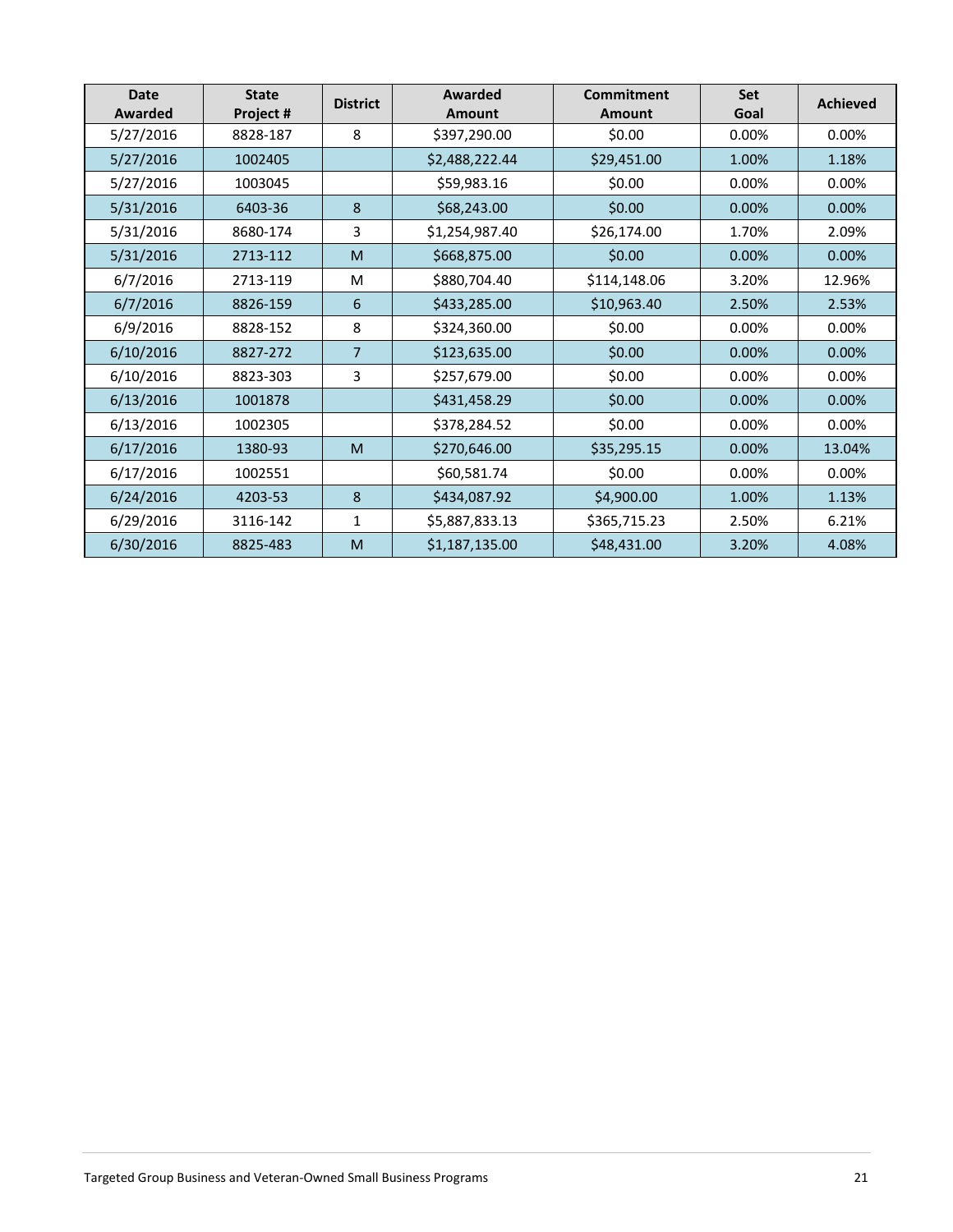| Date Awarded | State Project # | District | Awarded Amount | Commitment Amount | Set Goal | Achieved |
|---|---|---|---|---|---|---|
| 5/27/2016 | 8828-187 | 8 | $397,290.00 | $0.00 | 0.00% | 0.00% |
| 5/27/2016 | 1002405 | | $2,488,222.44 | $29,451.00 | 1.00% | 1.18% |
| 5/27/2016 | 1003045 | | $59,983.16 | $0.00 | 0.00% | 0.00% |
| 5/31/2016 | 6403-36 | 8 | $68,243.00 | $0.00 | 0.00% | 0.00% |
| 5/31/2016 | 8680-174 | 3 | $1,254,987.40 | $26,174.00 | 1.70% | 2.09% |
| 5/31/2016 | 2713-112 | M | $668,875.00 | $0.00 | 0.00% | 0.00% |
| 6/7/2016 | 2713-119 | M | $880,704.40 | $114,148.06 | 3.20% | 12.96% |
| 6/7/2016 | 8826-159 | 6 | $433,285.00 | $10,963.40 | 2.50% | 2.53% |
| 6/9/2016 | 8828-152 | 8 | $324,360.00 | $0.00 | 0.00% | 0.00% |
| 6/10/2016 | 8827-272 | 7 | $123,635.00 | $0.00 | 0.00% | 0.00% |
| 6/10/2016 | 8823-303 | 3 | $257,679.00 | $0.00 | 0.00% | 0.00% |
| 6/13/2016 | 1001878 | | $431,458.29 | $0.00 | 0.00% | 0.00% |
| 6/13/2016 | 1002305 | | $378,284.52 | $0.00 | 0.00% | 0.00% |
| 6/17/2016 | 1380-93 | M | $270,646.00 | $35,295.15 | 0.00% | 13.04% |
| 6/17/2016 | 1002551 | | $60,581.74 | $0.00 | 0.00% | 0.00% |
| 6/24/2016 | 4203-53 | 8 | $434,087.92 | $4,900.00 | 1.00% | 1.13% |
| 6/29/2016 | 3116-142 | 1 | $5,887,833.13 | $365,715.23 | 2.50% | 6.21% |
| 6/30/2016 | 8825-483 | M | $1,187,135.00 | $48,431.00 | 3.20% | 4.08% |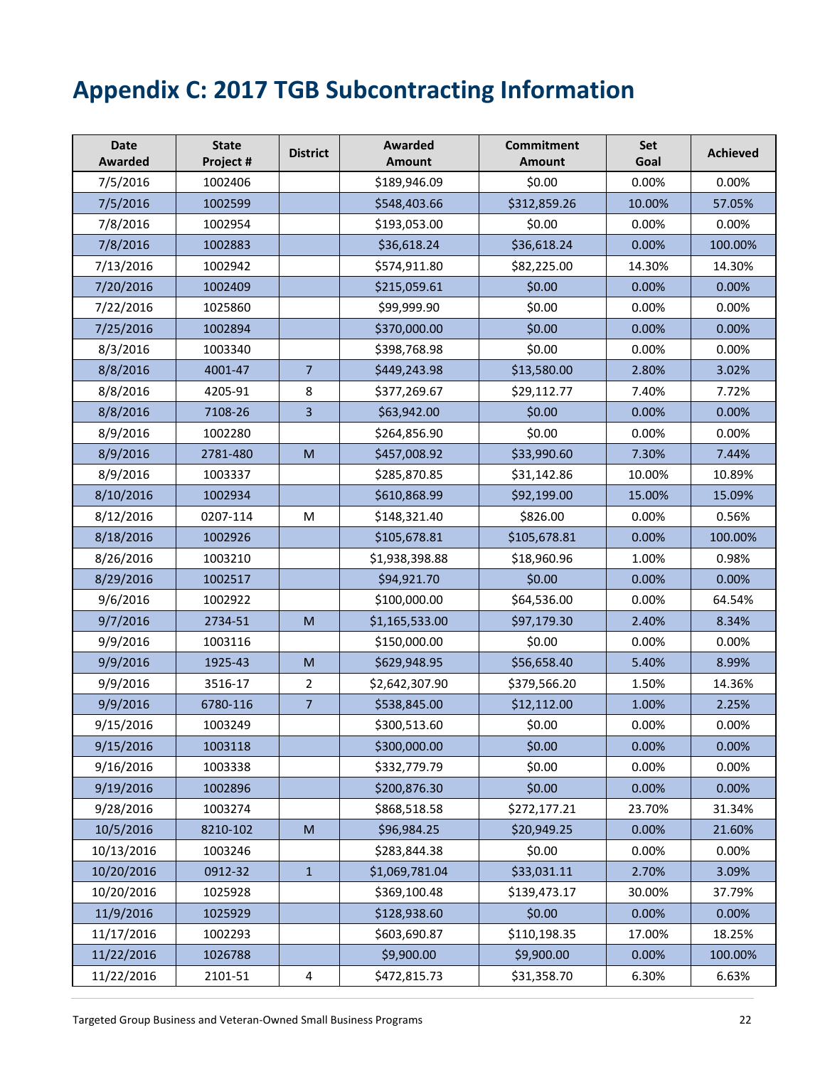# Appendix C: 2017 TGB Subcontracting Information

| Date Awarded | State Project # | District | Awarded Amount | Commitment Amount | Set Goal | Achieved |
|---|---|---|---|---|---|---|
| 7/5/2016 | 1002406 | | $189,946.09 | $0.00 | 0.00% | 0.00% |
| 7/5/2016 | 1002599 | | $548,403.66 | $312,859.26 | 10.00% | 57.05% |
| 7/8/2016 | 1002954 | | $193,053.00 | $0.00 | 0.00% | 0.00% |
| 7/8/2016 | 1002883 | | $36,618.24 | $36,618.24 | 0.00% | 100.00% |
| 7/13/2016 | 1002942 | | $574,911.80 | $82,225.00 | 14.30% | 14.30% |
| 7/20/2016 | 1002409 | | $215,059.61 | $0.00 | 0.00% | 0.00% |
| 7/22/2016 | 1025860 | | $99,999.90 | $0.00 | 0.00% | 0.00% |
| 7/25/2016 | 1002894 | | $370,000.00 | $0.00 | 0.00% | 0.00% |
| 8/3/2016 | 1003340 | | $398,768.98 | $0.00 | 0.00% | 0.00% |
| 8/8/2016 | 4001-47 | 7 | $449,243.98 | $13,580.00 | 2.80% | 3.02% |
| 8/8/2016 | 4205-91 | 8 | $377,269.67 | $29,112.77 | 7.40% | 7.72% |
| 8/8/2016 | 7108-26 | 3 | $63,942.00 | $0.00 | 0.00% | 0.00% |
| 8/9/2016 | 1002280 | | $264,856.90 | $0.00 | 0.00% | 0.00% |
| 8/9/2016 | 2781-480 | M | $457,008.92 | $33,990.60 | 7.30% | 7.44% |
| 8/9/2016 | 1003337 | | $285,870.85 | $31,142.86 | 10.00% | 10.89% |
| 8/10/2016 | 1002934 | | $610,868.99 | $92,199.00 | 15.00% | 15.09% |
| 8/12/2016 | 0207-114 | M | $148,321.40 | $826.00 | 0.00% | 0.56% |
| 8/18/2016 | 1002926 | | $105,678.81 | $105,678.81 | 0.00% | 100.00% |
| 8/26/2016 | 1003210 | | $1,938,398.88 | $18,960.96 | 1.00% | 0.98% |
| 8/29/2016 | 1002517 | | $94,921.70 | $0.00 | 0.00% | 0.00% |
| 9/6/2016 | 1002922 | | $100,000.00 | $64,536.00 | 0.00% | 64.54% |
| 9/7/2016 | 2734-51 | M | $1,165,533.00 | $97,179.30 | 2.40% | 8.34% |
| 9/9/2016 | 1003116 | | $150,000.00 | $0.00 | 0.00% | 0.00% |
| 9/9/2016 | 1925-43 | M | $629,948.95 | $56,658.40 | 5.40% | 8.99% |
| 9/9/2016 | 3516-17 | 2 | $2,642,307.90 | $379,566.20 | 1.50% | 14.36% |
| 9/9/2016 | 6780-116 | 7 | $538,845.00 | $12,112.00 | 1.00% | 2.25% |
| 9/15/2016 | 1003249 | | $300,513.60 | $0.00 | 0.00% | 0.00% |
| 9/15/2016 | 1003118 | | $300,000.00 | $0.00 | 0.00% | 0.00% |
| 9/16/2016 | 1003338 | | $332,779.79 | $0.00 | 0.00% | 0.00% |
| 9/19/2016 | 1002896 | | $200,876.30 | $0.00 | 0.00% | 0.00% |
| 9/28/2016 | 1003274 | | $868,518.58 | $272,177.21 | 23.70% | 31.34% |
| 10/5/2016 | 8210-102 | M | $96,984.25 | $20,949.25 | 0.00% | 21.60% |
| 10/13/2016 | 1003246 | | $283,844.38 | $0.00 | 0.00% | 0.00% |
| 10/20/2016 | 0912-32 | 1 | $1,069,781.04 | $33,031.11 | 2.70% | 3.09% |
| 10/20/2016 | 1025928 | | $369,100.48 | $139,473.17 | 30.00% | 37.79% |
| 11/9/2016 | 1025929 | | $128,938.60 | $0.00 | 0.00% | 0.00% |
| 11/17/2016 | 1002293 | | $603,690.87 | $110,198.35 | 17.00% | 18.25% |
| 11/22/2016 | 1026788 | | $9,900.00 | $9,900.00 | 0.00% | 100.00% |
| 11/22/2016 | 2101-51 | 4 | $472,815.73 | $31,358.70 | 6.30% | 6.63% |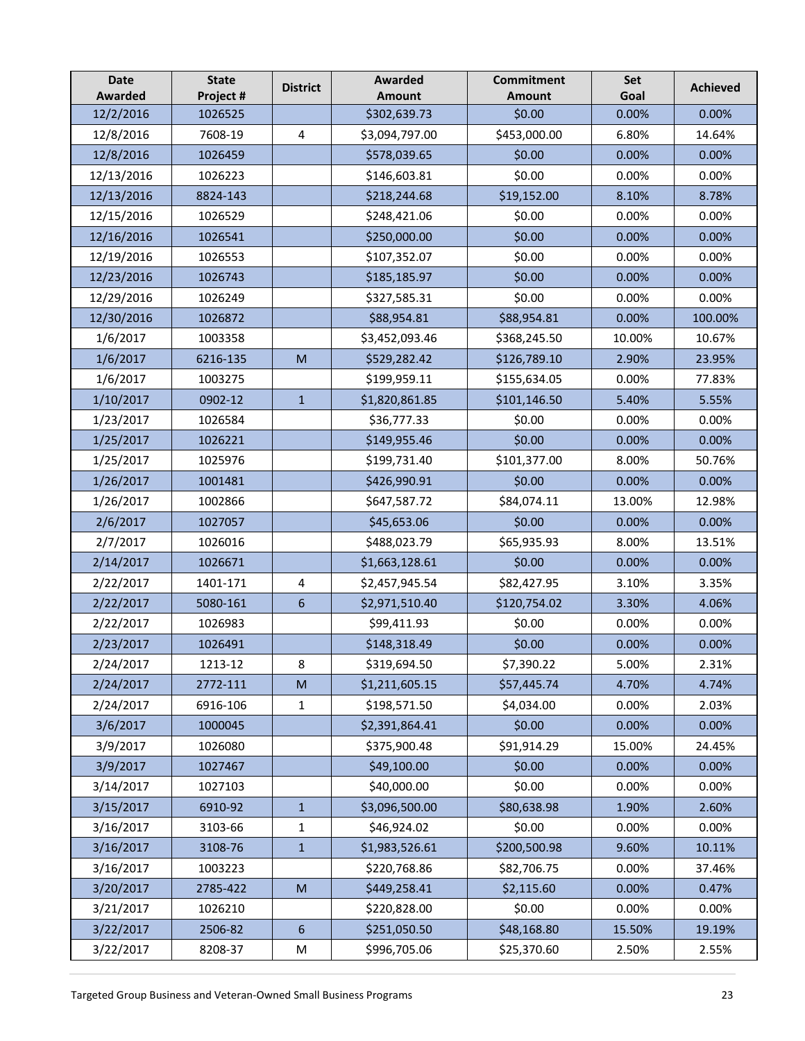| Date Awarded | State Project # | District | Awarded Amount | Commitment Amount | Set Goal | Achieved |
|---|---|---|---|---|---|---|
| 12/2/2016 | 1026525 | | $302,639.73 | $0.00 | 0.00% | 0.00% |
| 12/8/2016 | 7608-19 | 4 | $3,094,797.00 | $453,000.00 | 6.80% | 14.64% |
| 12/8/2016 | 1026459 | | $578,039.65 | $0.00 | 0.00% | 0.00% |
| 12/13/2016 | 1026223 | | $146,603.81 | $0.00 | 0.00% | 0.00% |
| 12/13/2016 | 8824-143 | | $218,244.68 | $19,152.00 | 8.10% | 8.78% |
| 12/15/2016 | 1026529 | | $248,421.06 | $0.00 | 0.00% | 0.00% |
| 12/16/2016 | 1026541 | | $250,000.00 | $0.00 | 0.00% | 0.00% |
| 12/19/2016 | 1026553 | | $107,352.07 | $0.00 | 0.00% | 0.00% |
| 12/23/2016 | 1026743 | | $185,185.97 | $0.00 | 0.00% | 0.00% |
| 12/29/2016 | 1026249 | | $327,585.31 | $0.00 | 0.00% | 0.00% |
| 12/30/2016 | 1026872 | | $88,954.81 | $88,954.81 | 0.00% | 100.00% |
| 1/6/2017 | 1003358 | | $3,452,093.46 | $368,245.50 | 10.00% | 10.67% |
| 1/6/2017 | 6216-135 | M | $529,282.42 | $126,789.10 | 2.90% | 23.95% |
| 1/6/2017 | 1003275 | | $199,959.11 | $155,634.05 | 0.00% | 77.83% |
| 1/10/2017 | 0902-12 | 1 | $1,820,861.85 | $101,146.50 | 5.40% | 5.55% |
| 1/23/2017 | 1026584 | | $36,777.33 | $0.00 | 0.00% | 0.00% |
| 1/25/2017 | 1026221 | | $149,955.46 | $0.00 | 0.00% | 0.00% |
| 1/25/2017 | 1025976 | | $199,731.40 | $101,377.00 | 8.00% | 50.76% |
| 1/26/2017 | 1001481 | | $426,990.91 | $0.00 | 0.00% | 0.00% |
| 1/26/2017 | 1002866 | | $647,587.72 | $84,074.11 | 13.00% | 12.98% |
| 2/6/2017 | 1027057 | | $45,653.06 | $0.00 | 0.00% | 0.00% |
| 2/7/2017 | 1026016 | | $488,023.79 | $65,935.93 | 8.00% | 13.51% |
| 2/14/2017 | 1026671 | | $1,663,128.61 | $0.00 | 0.00% | 0.00% |
| 2/22/2017 | 1401-171 | 4 | $2,457,945.54 | $82,427.95 | 3.10% | 3.35% |
| 2/22/2017 | 5080-161 | 6 | $2,971,510.40 | $120,754.02 | 3.30% | 4.06% |
| 2/22/2017 | 1026983 | | $99,411.93 | $0.00 | 0.00% | 0.00% |
| 2/23/2017 | 1026491 | | $148,318.49 | $0.00 | 0.00% | 0.00% |
| 2/24/2017 | 1213-12 | 8 | $319,694.50 | $7,390.22 | 5.00% | 2.31% |
| 2/24/2017 | 2772-111 | M | $1,211,605.15 | $57,445.74 | 4.70% | 4.74% |
| 2/24/2017 | 6916-106 | 1 | $198,571.50 | $4,034.00 | 0.00% | 2.03% |
| 3/6/2017 | 1000045 | | $2,391,864.41 | $0.00 | 0.00% | 0.00% |
| 3/9/2017 | 1026080 | | $375,900.48 | $91,914.29 | 15.00% | 24.45% |
| 3/9/2017 | 1027467 | | $49,100.00 | $0.00 | 0.00% | 0.00% |
| 3/14/2017 | 1027103 | | $40,000.00 | $0.00 | 0.00% | 0.00% |
| 3/15/2017 | 6910-92 | 1 | $3,096,500.00 | $80,638.98 | 1.90% | 2.60% |
| 3/16/2017 | 3103-66 | 1 | $46,924.02 | $0.00 | 0.00% | 0.00% |
| 3/16/2017 | 3108-76 | 1 | $1,983,526.61 | $200,500.98 | 9.60% | 10.11% |
| 3/16/2017 | 1003223 | | $220,768.86 | $82,706.75 | 0.00% | 37.46% |
| 3/20/2017 | 2785-422 | M | $449,258.41 | $2,115.60 | 0.00% | 0.47% |
| 3/21/2017 | 1026210 | | $220,828.00 | $0.00 | 0.00% | 0.00% |
| 3/22/2017 | 2506-82 | 6 | $251,050.50 | $48,168.80 | 15.50% | 19.19% |
| 3/22/2017 | 8208-37 | M | $996,705.06 | $25,370.60 | 2.50% | 2.55% |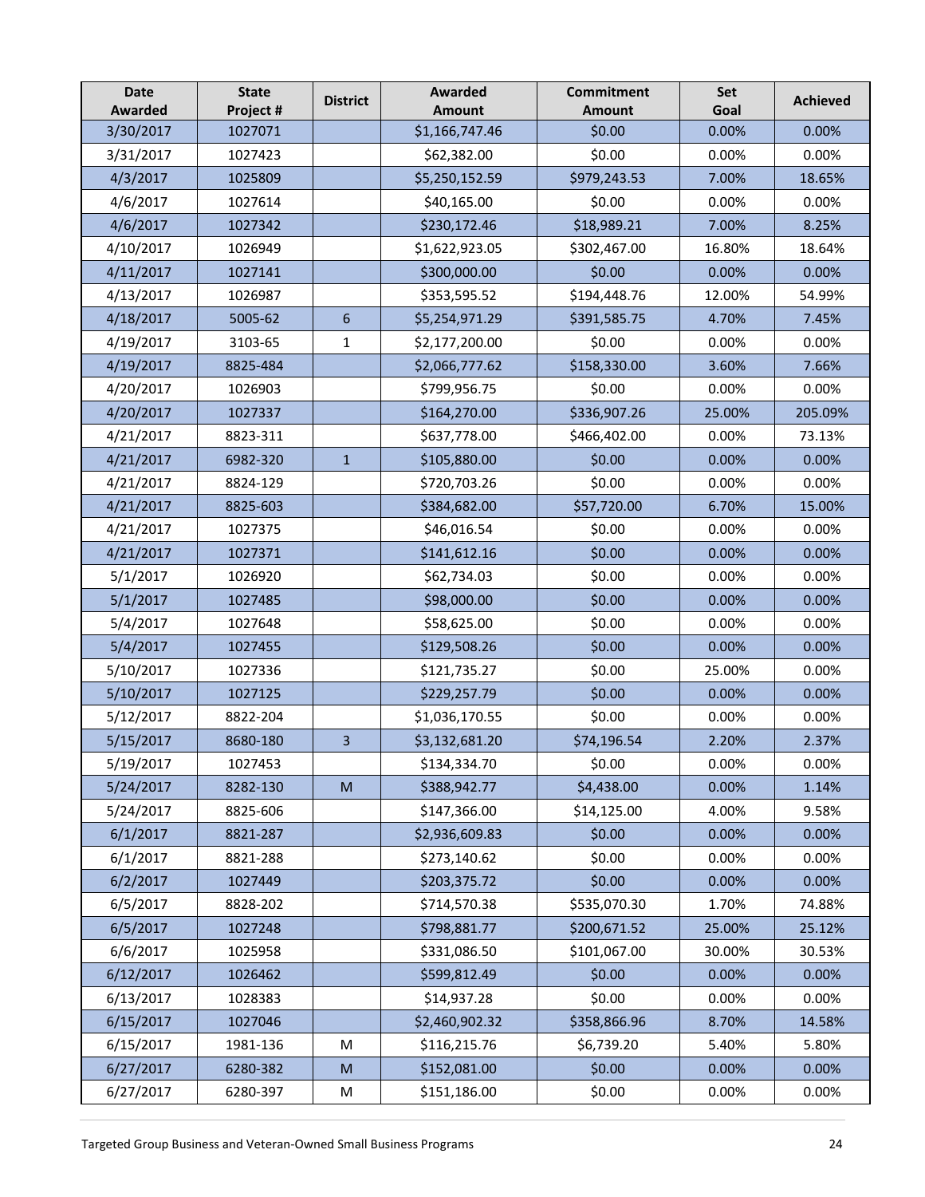| Date Awarded | State Project # | District | Awarded Amount | Commitment Amount | Set Goal | Achieved |
|---|---|---|---|---|---|---|
| 3/30/2017 | 1027071 | | $1,166,747.46 | $0.00 | 0.00% | 0.00% |
| 3/31/2017 | 1027423 | | $62,382.00 | $0.00 | 0.00% | 0.00% |
| 4/3/2017 | 1025809 | | $5,250,152.59 | $979,243.53 | 7.00% | 18.65% |
| 4/6/2017 | 1027614 | | $40,165.00 | $0.00 | 0.00% | 0.00% |
| 4/6/2017 | 1027342 | | $230,172.46 | $18,989.21 | 7.00% | 8.25% |
| 4/10/2017 | 1026949 | | $1,622,923.05 | $302,467.00 | 16.80% | 18.64% |
| 4/11/2017 | 1027141 | | $300,000.00 | $0.00 | 0.00% | 0.00% |
| 4/13/2017 | 1026987 | | $353,595.52 | $194,448.76 | 12.00% | 54.99% |
| 4/18/2017 | 5005-62 | 6 | $5,254,971.29 | $391,585.75 | 4.70% | 7.45% |
| 4/19/2017 | 3103-65 | 1 | $2,177,200.00 | $0.00 | 0.00% | 0.00% |
| 4/19/2017 | 8825-484 | | $2,066,777.62 | $158,330.00 | 3.60% | 7.66% |
| 4/20/2017 | 1026903 | | $799,956.75 | $0.00 | 0.00% | 0.00% |
| 4/20/2017 | 1027337 | | $164,270.00 | $336,907.26 | 25.00% | 205.09% |
| 4/21/2017 | 8823-311 | | $637,778.00 | $466,402.00 | 0.00% | 73.13% |
| 4/21/2017 | 6982-320 | 1 | $105,880.00 | $0.00 | 0.00% | 0.00% |
| 4/21/2017 | 8824-129 | | $720,703.26 | $0.00 | 0.00% | 0.00% |
| 4/21/2017 | 8825-603 | | $384,682.00 | $57,720.00 | 6.70% | 15.00% |
| 4/21/2017 | 1027375 | | $46,016.54 | $0.00 | 0.00% | 0.00% |
| 4/21/2017 | 1027371 | | $141,612.16 | $0.00 | 0.00% | 0.00% |
| 5/1/2017 | 1026920 | | $62,734.03 | $0.00 | 0.00% | 0.00% |
| 5/1/2017 | 1027485 | | $98,000.00 | $0.00 | 0.00% | 0.00% |
| 5/4/2017 | 1027648 | | $58,625.00 | $0.00 | 0.00% | 0.00% |
| 5/4/2017 | 1027455 | | $129,508.26 | $0.00 | 0.00% | 0.00% |
| 5/10/2017 | 1027336 | | $121,735.27 | $0.00 | 25.00% | 0.00% |
| 5/10/2017 | 1027125 | | $229,257.79 | $0.00 | 0.00% | 0.00% |
| 5/12/2017 | 8822-204 | | $1,036,170.55 | $0.00 | 0.00% | 0.00% |
| 5/15/2017 | 8680-180 | 3 | $3,132,681.20 | $74,196.54 | 2.20% | 2.37% |
| 5/19/2017 | 1027453 | | $134,334.70 | $0.00 | 0.00% | 0.00% |
| 5/24/2017 | 8282-130 | M | $388,942.77 | $4,438.00 | 0.00% | 1.14% |
| 5/24/2017 | 8825-606 | | $147,366.00 | $14,125.00 | 4.00% | 9.58% |
| 6/1/2017 | 8821-287 | | $2,936,609.83 | $0.00 | 0.00% | 0.00% |
| 6/1/2017 | 8821-288 | | $273,140.62 | $0.00 | 0.00% | 0.00% |
| 6/2/2017 | 1027449 | | $203,375.72 | $0.00 | 0.00% | 0.00% |
| 6/5/2017 | 8828-202 | | $714,570.38 | $535,070.30 | 1.70% | 74.88% |
| 6/5/2017 | 1027248 | | $798,881.77 | $200,671.52 | 25.00% | 25.12% |
| 6/6/2017 | 1025958 | | $331,086.50 | $101,067.00 | 30.00% | 30.53% |
| 6/12/2017 | 1026462 | | $599,812.49 | $0.00 | 0.00% | 0.00% |
| 6/13/2017 | 1028383 | | $14,937.28 | $0.00 | 0.00% | 0.00% |
| 6/15/2017 | 1027046 | | $2,460,902.32 | $358,866.96 | 8.70% | 14.58% |
| 6/15/2017 | 1981-136 | M | $116,215.76 | $6,739.20 | 5.40% | 5.80% |
| 6/27/2017 | 6280-382 | M | $152,081.00 | $0.00 | 0.00% | 0.00% |
| 6/27/2017 | 6280-397 | M | $151,186.00 | $0.00 | 0.00% | 0.00% |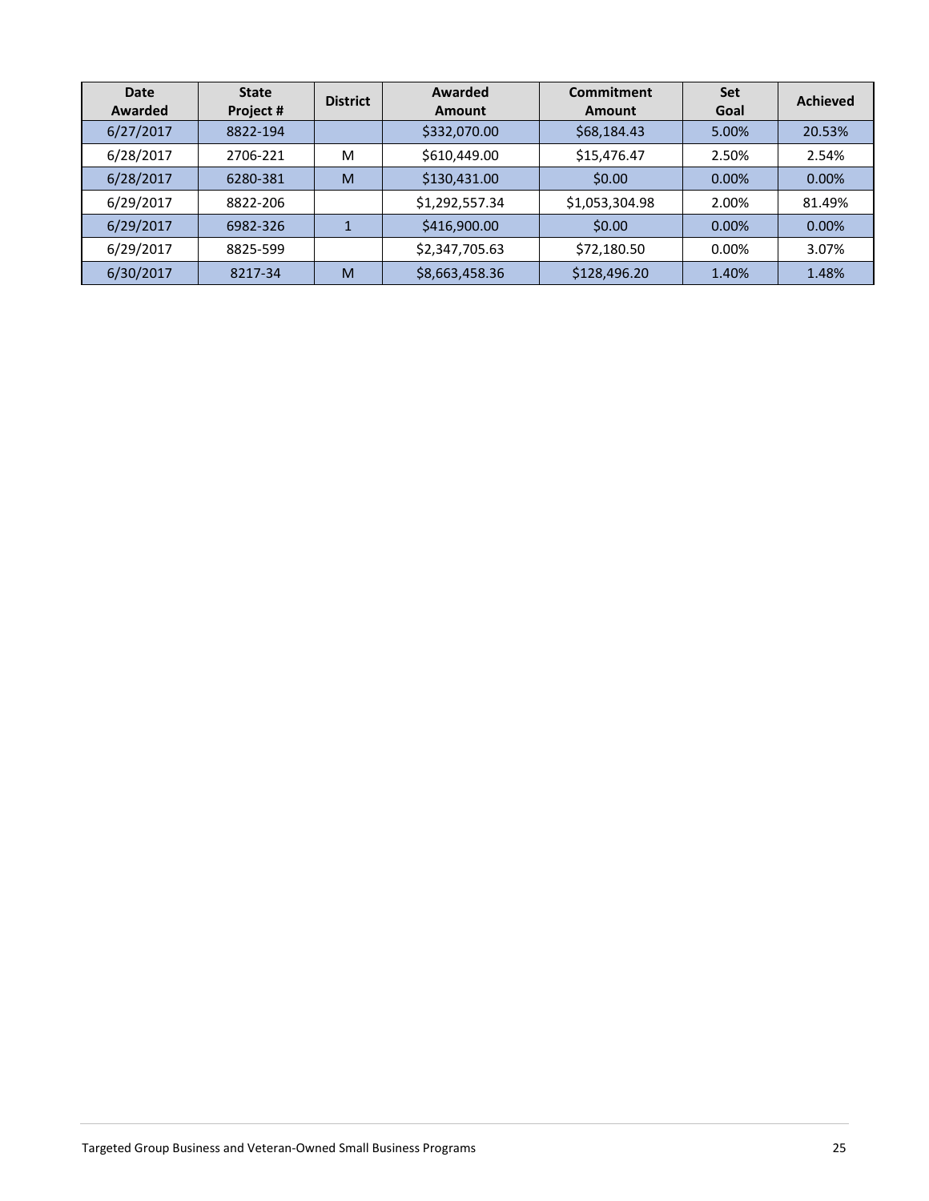| Date Awarded | State Project # | District | Awarded Amount | Commitment Amount | Set Goal | Achieved |
|---|---|---|---|---|---|---|
| 6/27/2017 | 8822-194 | | $332,070.00 | $68,184.43 | 5.00% | 20.53% |
| 6/28/2017 | 2706-221 | M | $610,449.00 | $15,476.47 | 2.50% | 2.54% |
| 6/28/2017 | 6280-381 | M | $130,431.00 | $0.00 | 0.00% | 0.00% |
| 6/29/2017 | 8822-206 | | $1,292,557.34 | $1,053,304.98 | 2.00% | 81.49% |
| 6/29/2017 | 6982-326 | 1 | $416,900.00 | $0.00 | 0.00% | 0.00% |
| 6/29/2017 | 8825-599 | | $2,347,705.63 | $72,180.50 | 0.00% | 3.07% |
| 6/30/2017 | 8217-34 | M | $8,663,458.36 | $128,496.20 | 1.40% | 1.48% |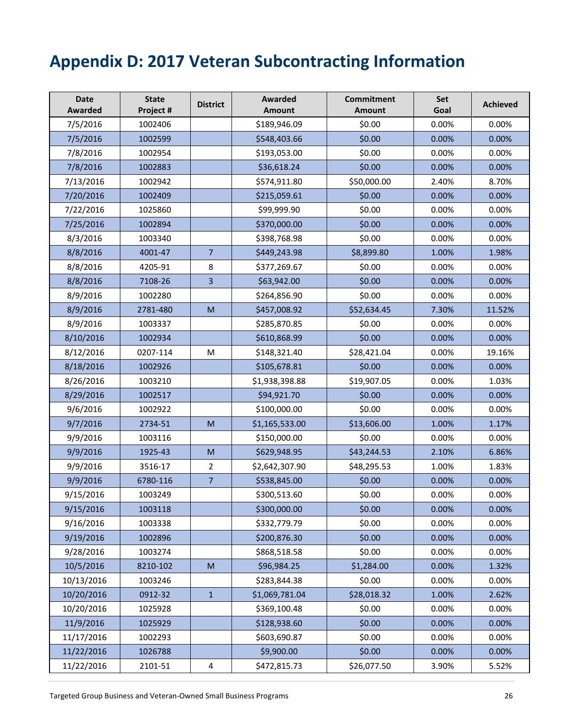# Appendix D: 2017 Veteran Subcontracting Information

| Date Awarded | State Project # | District | Awarded Amount | Commitment Amount | Set Goal | Achieved |
|---|---|---|---|---|---|---|
| 7/5/2016 | 1002406 | | $189,946.09 | $0.00 | 0.00% | 0.00% |
| 7/5/2016 | 1002599 | | $548,403.66 | $0.00 | 0.00% | 0.00% |
| 7/8/2016 | 1002954 | | $193,053.00 | $0.00 | 0.00% | 0.00% |
| 7/8/2016 | 1002883 | | $36,618.24 | $0.00 | 0.00% | 0.00% |
| 7/13/2016 | 1002942 | | $574,911.80 | $50,000.00 | 2.40% | 8.70% |
| 7/20/2016 | 1002409 | | $215,059.61 | $0.00 | 0.00% | 0.00% |
| 7/22/2016 | 1025860 | | $99,999.90 | $0.00 | 0.00% | 0.00% |
| 7/25/2016 | 1002894 | | $370,000.00 | $0.00 | 0.00% | 0.00% |
| 8/3/2016 | 1003340 | | $398,768.98 | $0.00 | 0.00% | 0.00% |
| 8/8/2016 | 4001-47 | 7 | $449,243.98 | $8,899.80 | 1.00% | 1.98% |
| 8/8/2016 | 4205-91 | 8 | $377,269.67 | $0.00 | 0.00% | 0.00% |
| 8/8/2016 | 7108-26 | 3 | $63,942.00 | $0.00 | 0.00% | 0.00% |
| 8/9/2016 | 1002280 | | $264,856.90 | $0.00 | 0.00% | 0.00% |
| 8/9/2016 | 2781-480 | M | $457,008.92 | $52,634.45 | 7.30% | 11.52% |
| 8/9/2016 | 1003337 | | $285,870.85 | $0.00 | 0.00% | 0.00% |
| 8/10/2016 | 1002934 | | $610,868.99 | $0.00 | 0.00% | 0.00% |
| 8/12/2016 | 0207-114 | M | $148,321.40 | $28,421.04 | 0.00% | 19.16% |
| 8/18/2016 | 1002926 | | $105,678.81 | $0.00 | 0.00% | 0.00% |
| 8/26/2016 | 1003210 | | $1,938,398.88 | $19,907.05 | 0.00% | 1.03% |
| 8/29/2016 | 1002517 | | $94,921.70 | $0.00 | 0.00% | 0.00% |
| 9/6/2016 | 1002922 | | $100,000.00 | $0.00 | 0.00% | 0.00% |
| 9/7/2016 | 2734-51 | M | $1,165,533.00 | $13,606.00 | 1.00% | 1.17% |
| 9/9/2016 | 1003116 | | $150,000.00 | $0.00 | 0.00% | 0.00% |
| 9/9/2016 | 1925-43 | M | $629,948.95 | $43,244.53 | 2.10% | 6.86% |
| 9/9/2016 | 3516-17 | 2 | $2,642,307.90 | $48,295.53 | 1.00% | 1.83% |
| 9/9/2016 | 6780-116 | 7 | $538,845.00 | $0.00 | 0.00% | 0.00% |
| 9/15/2016 | 1003249 | | $300,513.60 | $0.00 | 0.00% | 0.00% |
| 9/15/2016 | 1003118 | | $300,000.00 | $0.00 | 0.00% | 0.00% |
| 9/16/2016 | 1003338 | | $332,779.79 | $0.00 | 0.00% | 0.00% |
| 9/19/2016 | 1002896 | | $200,876.30 | $0.00 | 0.00% | 0.00% |
| 9/28/2016 | 1003274 | | $868,518.58 | $0.00 | 0.00% | 0.00% |
| 10/5/2016 | 8210-102 | M | $96,984.25 | $1,284.00 | 0.00% | 1.32% |
| 10/13/2016 | 1003246 | | $283,844.38 | $0.00 | 0.00% | 0.00% |
| 10/20/2016 | 0912-32 | 1 | $1,069,781.04 | $28,018.32 | 1.00% | 2.62% |
| 10/20/2016 | 1025928 | | $369,100.48 | $0.00 | 0.00% | 0.00% |
| 11/9/2016 | 1025929 | | $128,938.60 | $0.00 | 0.00% | 0.00% |
| 11/17/2016 | 1002293 | | $603,690.87 | $0.00 | 0.00% | 0.00% |
| 11/22/2016 | 1026788 | | $9,900.00 | $0.00 | 0.00% | 0.00% |
| 11/22/2016 | 2101-51 | 4 | $472,815.73 | $26,077.50 | 3.90% | 5.52% |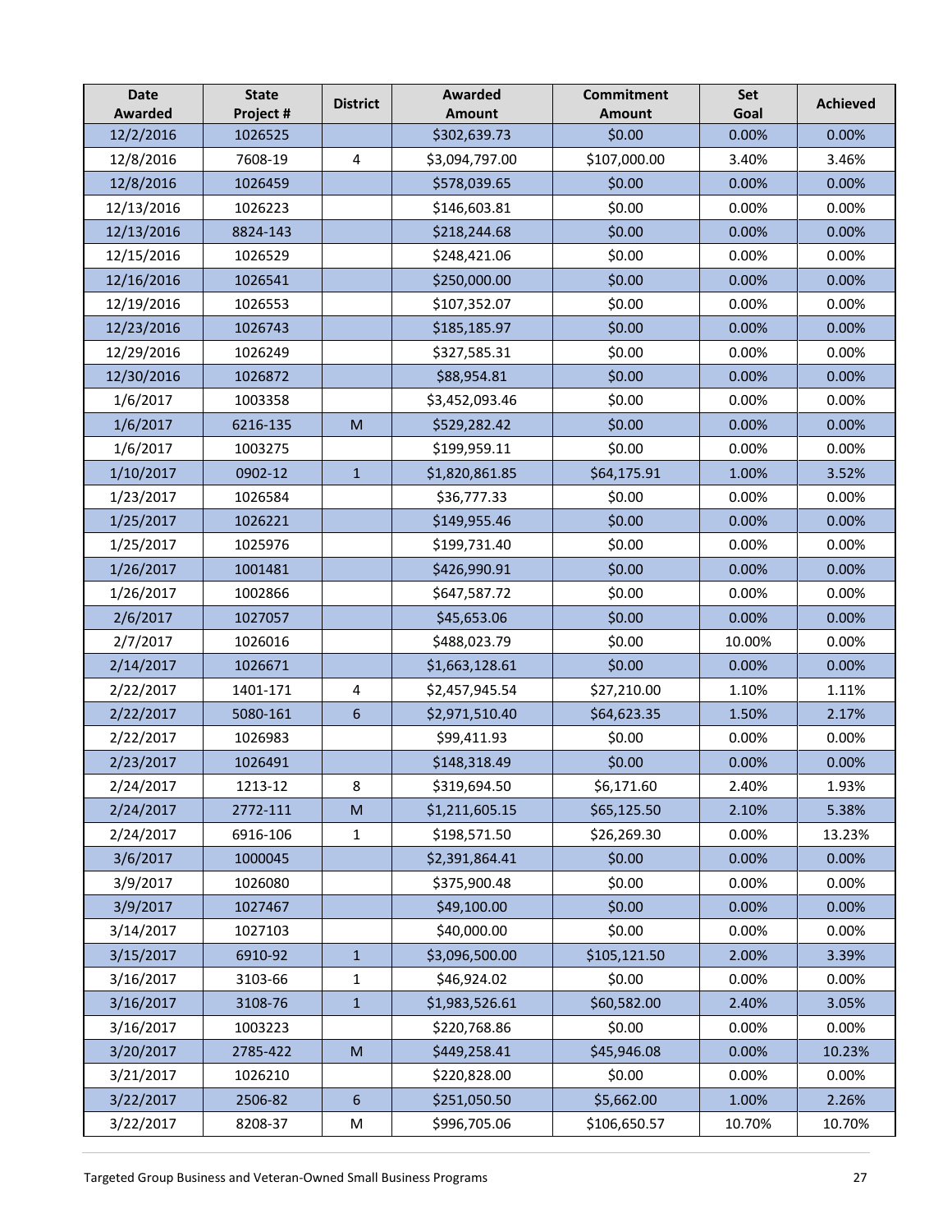| Date Awarded | State Project # | District | Awarded Amount | Commitment Amount | Set Goal | Achieved |
|---|---|---|---|---|---|---|
| 12/2/2016 | 1026525 | | $302,639.73 | $0.00 | 0.00% | 0.00% |
| 12/8/2016 | 7608-19 | 4 | $3,094,797.00 | $107,000.00 | 3.40% | 3.46% |
| 12/8/2016 | 1026459 | | $578,039.65 | $0.00 | 0.00% | 0.00% |
| 12/13/2016 | 1026223 | | $146,603.81 | $0.00 | 0.00% | 0.00% |
| 12/13/2016 | 8824-143 | | $218,244.68 | $0.00 | 0.00% | 0.00% |
| 12/15/2016 | 1026529 | | $248,421.06 | $0.00 | 0.00% | 0.00% |
| 12/16/2016 | 1026541 | | $250,000.00 | $0.00 | 0.00% | 0.00% |
| 12/19/2016 | 1026553 | | $107,352.07 | $0.00 | 0.00% | 0.00% |
| 12/23/2016 | 1026743 | | $185,185.97 | $0.00 | 0.00% | 0.00% |
| 12/29/2016 | 1026249 | | $327,585.31 | $0.00 | 0.00% | 0.00% |
| 12/30/2016 | 1026872 | | $88,954.81 | $0.00 | 0.00% | 0.00% |
| 1/6/2017 | 1003358 | | $3,452,093.46 | $0.00 | 0.00% | 0.00% |
| 1/6/2017 | 6216-135 | M | $529,282.42 | $0.00 | 0.00% | 0.00% |
| 1/6/2017 | 1003275 | | $199,959.11 | $0.00 | 0.00% | 0.00% |
| 1/10/2017 | 0902-12 | 1 | $1,820,861.85 | $64,175.91 | 1.00% | 3.52% |
| 1/23/2017 | 1026584 | | $36,777.33 | $0.00 | 0.00% | 0.00% |
| 1/25/2017 | 1026221 | | $149,955.46 | $0.00 | 0.00% | 0.00% |
| 1/25/2017 | 1025976 | | $199,731.40 | $0.00 | 0.00% | 0.00% |
| 1/26/2017 | 1001481 | | $426,990.91 | $0.00 | 0.00% | 0.00% |
| 1/26/2017 | 1002866 | | $647,587.72 | $0.00 | 0.00% | 0.00% |
| 2/6/2017 | 1027057 | | $45,653.06 | $0.00 | 0.00% | 0.00% |
| 2/7/2017 | 1026016 | | $488,023.79 | $0.00 | 10.00% | 0.00% |
| 2/14/2017 | 1026671 | | $1,663,128.61 | $0.00 | 0.00% | 0.00% |
| 2/22/2017 | 1401-171 | 4 | $2,457,945.54 | $27,210.00 | 1.10% | 1.11% |
| 2/22/2017 | 5080-161 | 6 | $2,971,510.40 | $64,623.35 | 1.50% | 2.17% |
| 2/22/2017 | 1026983 | | $99,411.93 | $0.00 | 0.00% | 0.00% |
| 2/23/2017 | 1026491 | | $148,318.49 | $0.00 | 0.00% | 0.00% |
| 2/24/2017 | 1213-12 | 8 | $319,694.50 | $6,171.60 | 2.40% | 1.93% |
| 2/24/2017 | 2772-111 | M | $1,211,605.15 | $65,125.50 | 2.10% | 5.38% |
| 2/24/2017 | 6916-106 | 1 | $198,571.50 | $26,269.30 | 0.00% | 13.23% |
| 3/6/2017 | 1000045 | | $2,391,864.41 | $0.00 | 0.00% | 0.00% |
| 3/9/2017 | 1026080 | | $375,900.48 | $0.00 | 0.00% | 0.00% |
| 3/9/2017 | 1027467 | | $49,100.00 | $0.00 | 0.00% | 0.00% |
| 3/14/2017 | 1027103 | | $40,000.00 | $0.00 | 0.00% | 0.00% |
| 3/15/2017 | 6910-92 | 1 | $3,096,500.00 | $105,121.50 | 2.00% | 3.39% |
| 3/16/2017 | 3103-66 | 1 | $46,924.02 | $0.00 | 0.00% | 0.00% |
| 3/16/2017 | 3108-76 | 1 | $1,983,526.61 | $60,582.00 | 2.40% | 3.05% |
| 3/16/2017 | 1003223 | | $220,768.86 | $0.00 | 0.00% | 0.00% |
| 3/20/2017 | 2785-422 | M | $449,258.41 | $45,946.08 | 0.00% | 10.23% |
| 3/21/2017 | 1026210 | | $220,828.00 | $0.00 | 0.00% | 0.00% |
| 3/22/2017 | 2506-82 | 6 | $251,050.50 | $5,662.00 | 1.00% | 2.26% |
| 3/22/2017 | 8208-37 | M | $996,705.06 | $106,650.57 | 10.70% | 10.70% |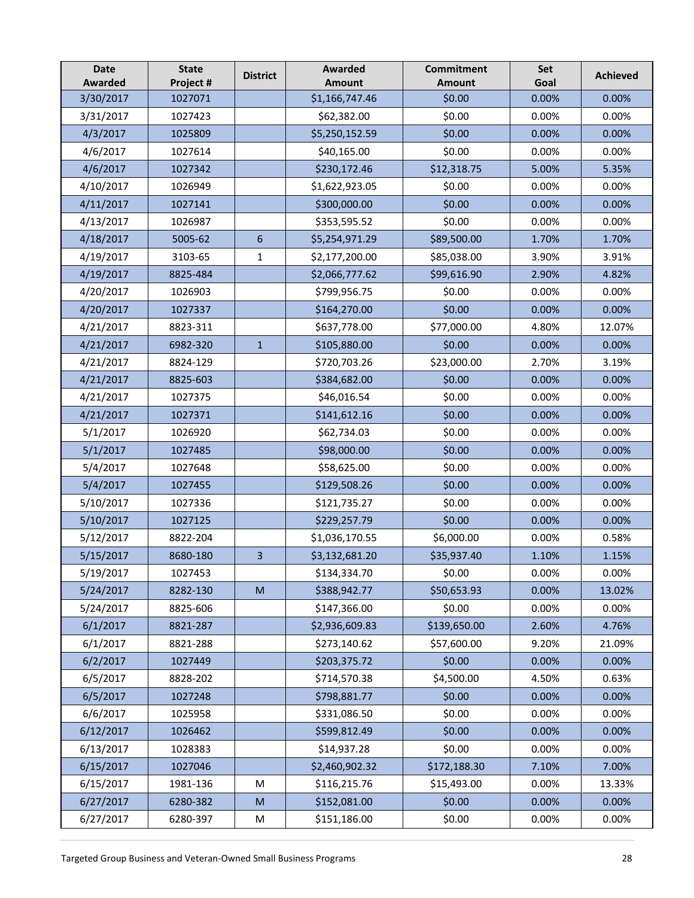| Date Awarded | State Project # | District | Awarded Amount | Commitment Amount | Set Goal | Achieved |
|---|---|---|---|---|---|---|
| 3/30/2017 | 1027071 | | $1,166,747.46 | $0.00 | 0.00% | 0.00% |
| 3/31/2017 | 1027423 | | $62,382.00 | $0.00 | 0.00% | 0.00% |
| 4/3/2017 | 1025809 | | $5,250,152.59 | $0.00 | 0.00% | 0.00% |
| 4/6/2017 | 1027614 | | $40,165.00 | $0.00 | 0.00% | 0.00% |
| 4/6/2017 | 1027342 | | $230,172.46 | $12,318.75 | 5.00% | 5.35% |
| 4/10/2017 | 1026949 | | $1,622,923.05 | $0.00 | 0.00% | 0.00% |
| 4/11/2017 | 1027141 | | $300,000.00 | $0.00 | 0.00% | 0.00% |
| 4/13/2017 | 1026987 | | $353,595.52 | $0.00 | 0.00% | 0.00% |
| 4/18/2017 | 5005-62 | 6 | $5,254,971.29 | $89,500.00 | 1.70% | 1.70% |
| 4/19/2017 | 3103-65 | 1 | $2,177,200.00 | $85,038.00 | 3.90% | 3.91% |
| 4/19/2017 | 8825-484 | | $2,066,777.62 | $99,616.90 | 2.90% | 4.82% |
| 4/20/2017 | 1026903 | | $799,956.75 | $0.00 | 0.00% | 0.00% |
| 4/20/2017 | 1027337 | | $164,270.00 | $0.00 | 0.00% | 0.00% |
| 4/21/2017 | 8823-311 | | $637,778.00 | $77,000.00 | 4.80% | 12.07% |
| 4/21/2017 | 6982-320 | 1 | $105,880.00 | $0.00 | 0.00% | 0.00% |
| 4/21/2017 | 8824-129 | | $720,703.26 | $23,000.00 | 2.70% | 3.19% |
| 4/21/2017 | 8825-603 | | $384,682.00 | $0.00 | 0.00% | 0.00% |
| 4/21/2017 | 1027375 | | $46,016.54 | $0.00 | 0.00% | 0.00% |
| 4/21/2017 | 1027371 | | $141,612.16 | $0.00 | 0.00% | 0.00% |
| 5/1/2017 | 1026920 | | $62,734.03 | $0.00 | 0.00% | 0.00% |
| 5/1/2017 | 1027485 | | $98,000.00 | $0.00 | 0.00% | 0.00% |
| 5/4/2017 | 1027648 | | $58,625.00 | $0.00 | 0.00% | 0.00% |
| 5/4/2017 | 1027455 | | $129,508.26 | $0.00 | 0.00% | 0.00% |
| 5/10/2017 | 1027336 | | $121,735.27 | $0.00 | 0.00% | 0.00% |
| 5/10/2017 | 1027125 | | $229,257.79 | $0.00 | 0.00% | 0.00% |
| 5/12/2017 | 8822-204 | | $1,036,170.55 | $6,000.00 | 0.00% | 0.58% |
| 5/15/2017 | 8680-180 | 3 | $3,132,681.20 | $35,937.40 | 1.10% | 1.15% |
| 5/19/2017 | 1027453 | | $134,334.70 | $0.00 | 0.00% | 0.00% |
| 5/24/2017 | 8282-130 | M | $388,942.77 | $50,653.93 | 0.00% | 13.02% |
| 5/24/2017 | 8825-606 | | $147,366.00 | $0.00 | 0.00% | 0.00% |
| 6/1/2017 | 8821-287 | | $2,936,609.83 | $139,650.00 | 2.60% | 4.76% |
| 6/1/2017 | 8821-288 | | $273,140.62 | $57,600.00 | 9.20% | 21.09% |
| 6/2/2017 | 1027449 | | $203,375.72 | $0.00 | 0.00% | 0.00% |
| 6/5/2017 | 8828-202 | | $714,570.38 | $4,500.00 | 4.50% | 0.63% |
| 6/5/2017 | 1027248 | | $798,881.77 | $0.00 | 0.00% | 0.00% |
| 6/6/2017 | 1025958 | | $331,086.50 | $0.00 | 0.00% | 0.00% |
| 6/12/2017 | 1026462 | | $599,812.49 | $0.00 | 0.00% | 0.00% |
| 6/13/2017 | 1028383 | | $14,937.28 | $0.00 | 0.00% | 0.00% |
| 6/15/2017 | 1027046 | | $2,460,902.32 | $172,188.30 | 7.10% | 7.00% |
| 6/15/2017 | 1981-136 | M | $116,215.76 | $15,493.00 | 0.00% | 13.33% |
| 6/27/2017 | 6280-382 | M | $152,081.00 | $0.00 | 0.00% | 0.00% |
| 6/27/2017 | 6280-397 | M | $151,186.00 | $0.00 | 0.00% | 0.00% |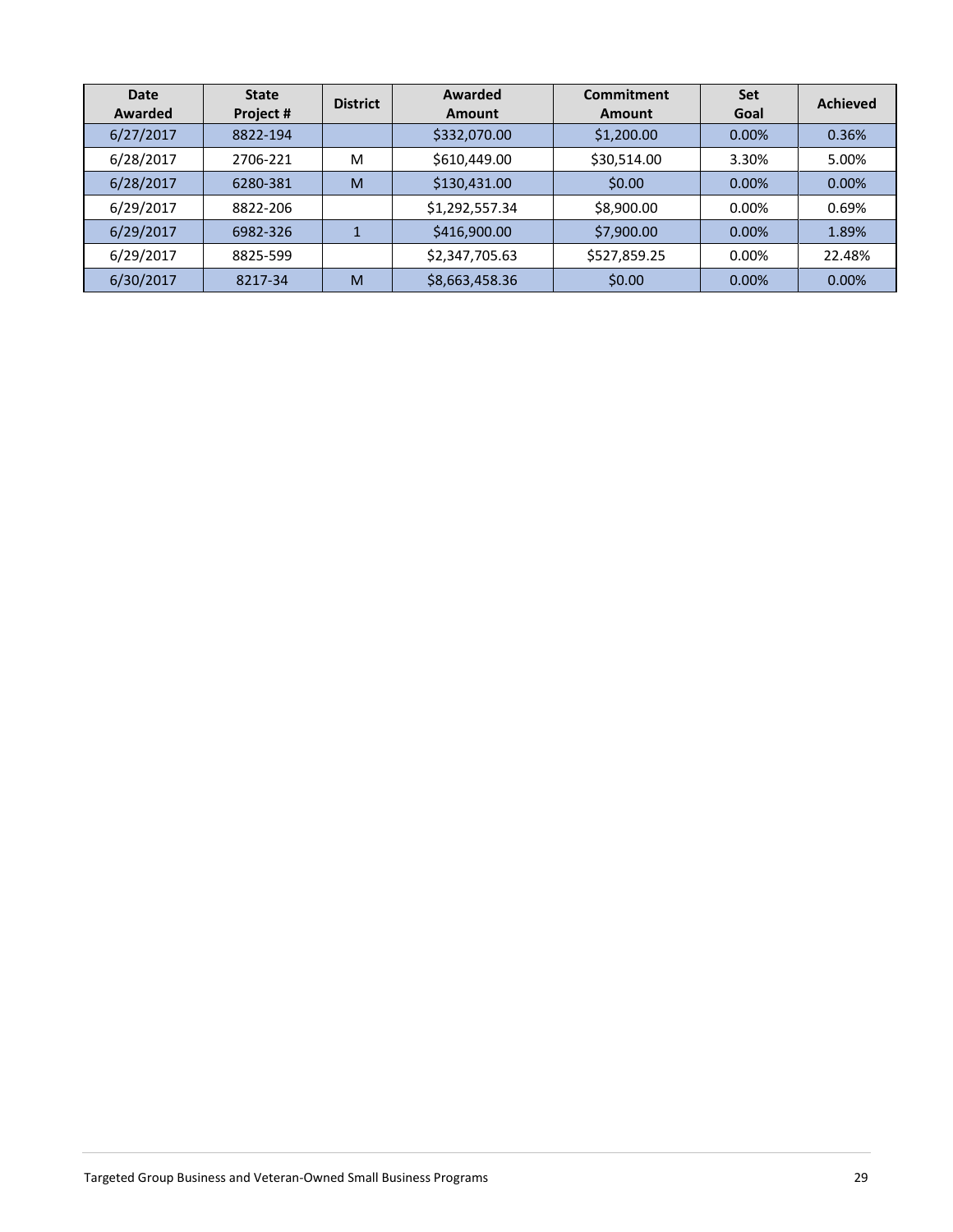| Date Awarded | State Project # | District | Awarded Amount | Commitment Amount | Set Goal | Achieved |
|---|---|---|---|---|---|---|
| 6/27/2017 | 8822-194 | | $332,070.00 | $1,200.00 | 0.00% | 0.36% |
| 6/28/2017 | 2706-221 | M | $610,449.00 | $30,514.00 | 3.30% | 5.00% |
| 6/28/2017 | 6280-381 | M | $130,431.00 | $0.00 | 0.00% | 0.00% |
| 6/29/2017 | 8822-206 | | $1,292,557.34 | $8,900.00 | 0.00% | 0.69% |
| 6/29/2017 | 6982-326 | 1 | $416,900.00 | $7,900.00 | 0.00% | 1.89% |
| 6/29/2017 | 8825-599 | | $2,347,705.63 | $527,859.25 | 0.00% | 22.48% |
| 6/30/2017 | 8217-34 | M | $8,663,458.36 | $0.00 | 0.00% | 0.00% |